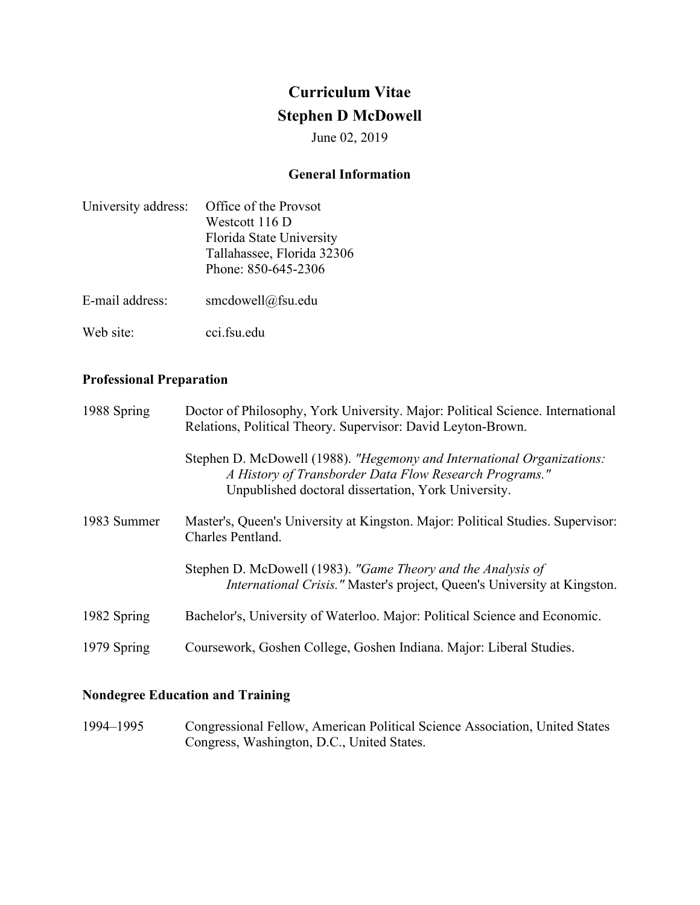# Curriculum Vitae
# Stephen D McDowell

June 02, 2019

## General Information

University address: Office of the Provsot
Westcott 116 D
Florida State University
Tallahassee, Florida 32306
Phone: 850-645-2306

E-mail address: smcdowell@fsu.edu

Web site: cci.fsu.edu

## Professional Preparation

1988 Spring — Doctor of Philosophy, York University. Major: Political Science. International Relations, Political Theory. Supervisor: David Leyton-Brown.

Stephen D. McDowell (1988). *"Hegemony and International Organizations: A History of Transborder Data Flow Research Programs."* Unpublished doctoral dissertation, York University.

1983 Summer — Master's, Queen's University at Kingston. Major: Political Studies. Supervisor: Charles Pentland.

Stephen D. McDowell (1983). *"Game Theory and the Analysis of International Crisis."* Master's project, Queen's University at Kingston.

1982 Spring — Bachelor's, University of Waterloo. Major: Political Science and Economic.

1979 Spring — Coursework, Goshen College, Goshen Indiana. Major: Liberal Studies.

## Nondegree Education and Training

1994–1995 — Congressional Fellow, American Political Science Association, United States Congress, Washington, D.C., United States.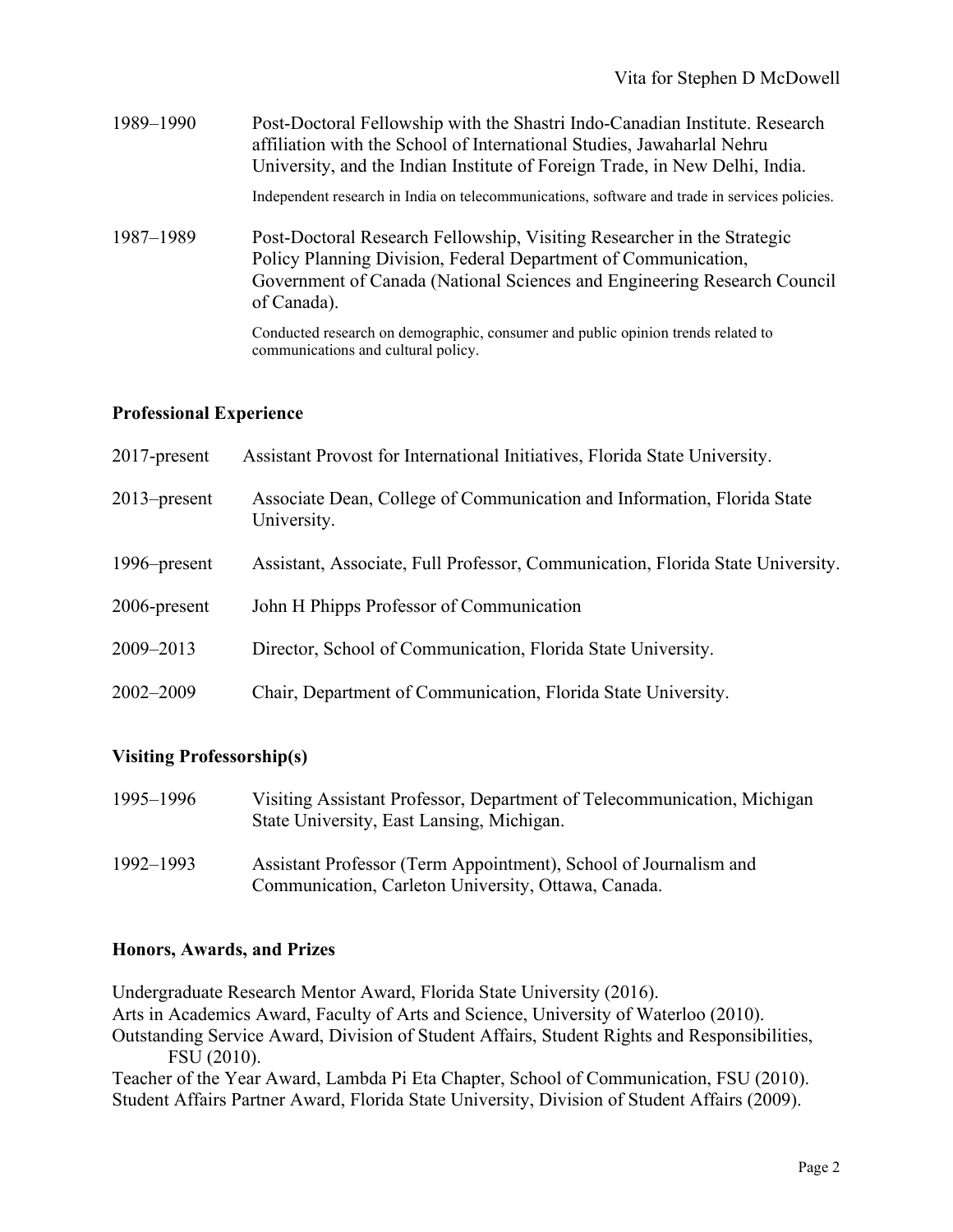1989–1990 Post-Doctoral Fellowship with the Shastri Indo-Canadian Institute. Research affiliation with the School of International Studies, Jawaharlal Nehru University, and the Indian Institute of Foreign Trade, in New Delhi, India.

Independent research in India on telecommunications, software and trade in services policies.

1987–1989 Post-Doctoral Research Fellowship, Visiting Researcher in the Strategic Policy Planning Division, Federal Department of Communication, Government of Canada (National Sciences and Engineering Research Council of Canada).

Conducted research on demographic, consumer and public opinion trends related to communications and cultural policy.

## Professional Experience

2017-present Assistant Provost for International Initiatives, Florida State University.

2013–present Associate Dean, College of Communication and Information, Florida State University.

1996–present Assistant, Associate, Full Professor, Communication, Florida State University.

2006-present John H Phipps Professor of Communication

2009–2013 Director, School of Communication, Florida State University.

2002–2009 Chair, Department of Communication, Florida State University.

## Visiting Professorship(s)

1995–1996 Visiting Assistant Professor, Department of Telecommunication, Michigan State University, East Lansing, Michigan.

1992–1993 Assistant Professor (Term Appointment), School of Journalism and Communication, Carleton University, Ottawa, Canada.

## Honors, Awards, and Prizes

Undergraduate Research Mentor Award, Florida State University (2016).
Arts in Academics Award, Faculty of Arts and Science, University of Waterloo (2010).
Outstanding Service Award, Division of Student Affairs, Student Rights and Responsibilities, FSU (2010).
Teacher of the Year Award, Lambda Pi Eta Chapter, School of Communication, FSU (2010).
Student Affairs Partner Award, Florida State University, Division of Student Affairs (2009).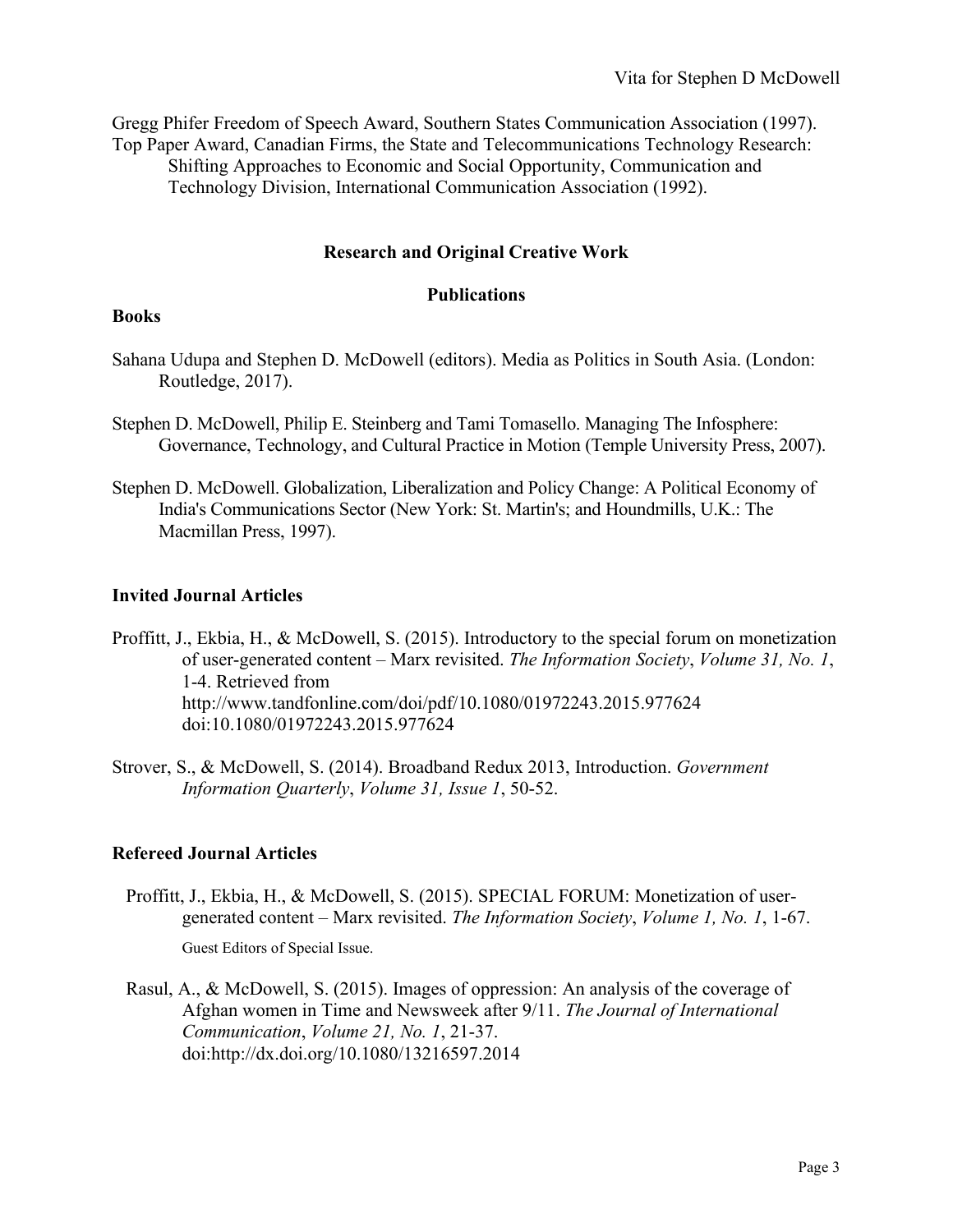Gregg Phifer Freedom of Speech Award, Southern States Communication Association (1997).
Top Paper Award, Canadian Firms, the State and Telecommunications Technology Research: Shifting Approaches to Economic and Social Opportunity, Communication and Technology Division, International Communication Association (1992).

## Research and Original Creative Work

### Publications

**Books**

Sahana Udupa and Stephen D. McDowell (editors). Media as Politics in South Asia. (London: Routledge, 2017).

Stephen D. McDowell, Philip E. Steinberg and Tami Tomasello. Managing The Infosphere: Governance, Technology, and Cultural Practice in Motion (Temple University Press, 2007).

Stephen D. McDowell. Globalization, Liberalization and Policy Change: A Political Economy of India's Communications Sector (New York: St. Martin's; and Houndmills, U.K.: The Macmillan Press, 1997).

**Invited Journal Articles**

Proffitt, J., Ekbia, H., & McDowell, S. (2015). Introductory to the special forum on monetization of user-generated content – Marx revisited. *The Information Society*, *Volume 31, No. 1*, 1-4. Retrieved from http://www.tandfonline.com/doi/pdf/10.1080/01972243.2015.977624 doi:10.1080/01972243.2015.977624

Strover, S., & McDowell, S. (2014). Broadband Redux 2013, Introduction. *Government Information Quarterly*, *Volume 31, Issue 1*, 50-52.

**Refereed Journal Articles**

Proffitt, J., Ekbia, H., & McDowell, S. (2015). SPECIAL FORUM: Monetization of user-generated content – Marx revisited. *The Information Society*, *Volume 1, No. 1*, 1-67.
Guest Editors of Special Issue.

Rasul, A., & McDowell, S. (2015). Images of oppression: An analysis of the coverage of Afghan women in Time and Newsweek after 9/11. *The Journal of International Communication*, *Volume 21, No. 1*, 21-37. doi:http://dx.doi.org/10.1080/13216597.2014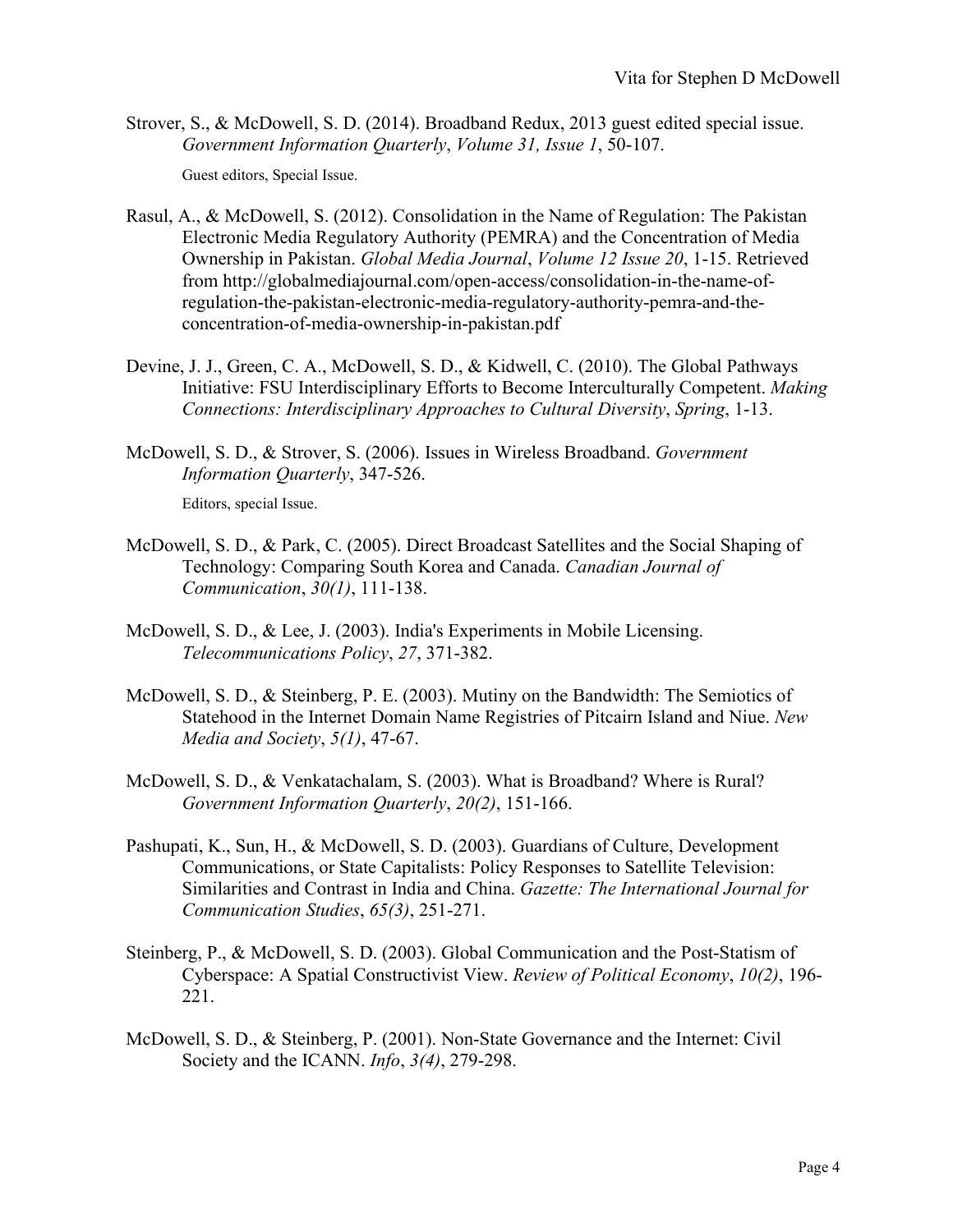Strover, S., & McDowell, S. D. (2014). Broadband Redux, 2013 guest edited special issue. *Government Information Quarterly*, *Volume 31, Issue 1*, 50-107.

Guest editors, Special Issue.

Rasul, A., & McDowell, S. (2012). Consolidation in the Name of Regulation: The Pakistan Electronic Media Regulatory Authority (PEMRA) and the Concentration of Media Ownership in Pakistan. *Global Media Journal*, *Volume 12 Issue 20*, 1-15. Retrieved from http://globalmediajournal.com/open-access/consolidation-in-the-name-of-regulation-the-pakistan-electronic-media-regulatory-authority-pemra-and-the-concentration-of-media-ownership-in-pakistan.pdf

Devine, J. J., Green, C. A., McDowell, S. D., & Kidwell, C. (2010). The Global Pathways Initiative: FSU Interdisciplinary Efforts to Become Interculturally Competent. *Making Connections: Interdisciplinary Approaches to Cultural Diversity*, *Spring*, 1-13.

McDowell, S. D., & Strover, S. (2006). Issues in Wireless Broadband. *Government Information Quarterly*, 347-526.

Editors, special Issue.

McDowell, S. D., & Park, C. (2005). Direct Broadcast Satellites and the Social Shaping of Technology: Comparing South Korea and Canada. *Canadian Journal of Communication*, *30(1)*, 111-138.

McDowell, S. D., & Lee, J. (2003). India's Experiments in Mobile Licensing. *Telecommunications Policy*, *27*, 371-382.

McDowell, S. D., & Steinberg, P. E. (2003). Mutiny on the Bandwidth: The Semiotics of Statehood in the Internet Domain Name Registries of Pitcairn Island and Niue. *New Media and Society*, *5(1)*, 47-67.

McDowell, S. D., & Venkatachalam, S. (2003). What is Broadband? Where is Rural? *Government Information Quarterly*, *20(2)*, 151-166.

Pashupati, K., Sun, H., & McDowell, S. D. (2003). Guardians of Culture, Development Communications, or State Capitalists: Policy Responses to Satellite Television: Similarities and Contrast in India and China. *Gazette: The International Journal for Communication Studies*, *65(3)*, 251-271.

Steinberg, P., & McDowell, S. D. (2003). Global Communication and the Post-Statism of Cyberspace: A Spatial Constructivist View. *Review of Political Economy*, *10(2)*, 196-221.

McDowell, S. D., & Steinberg, P. (2001). Non-State Governance and the Internet: Civil Society and the ICANN. *Info*, *3(4)*, 279-298.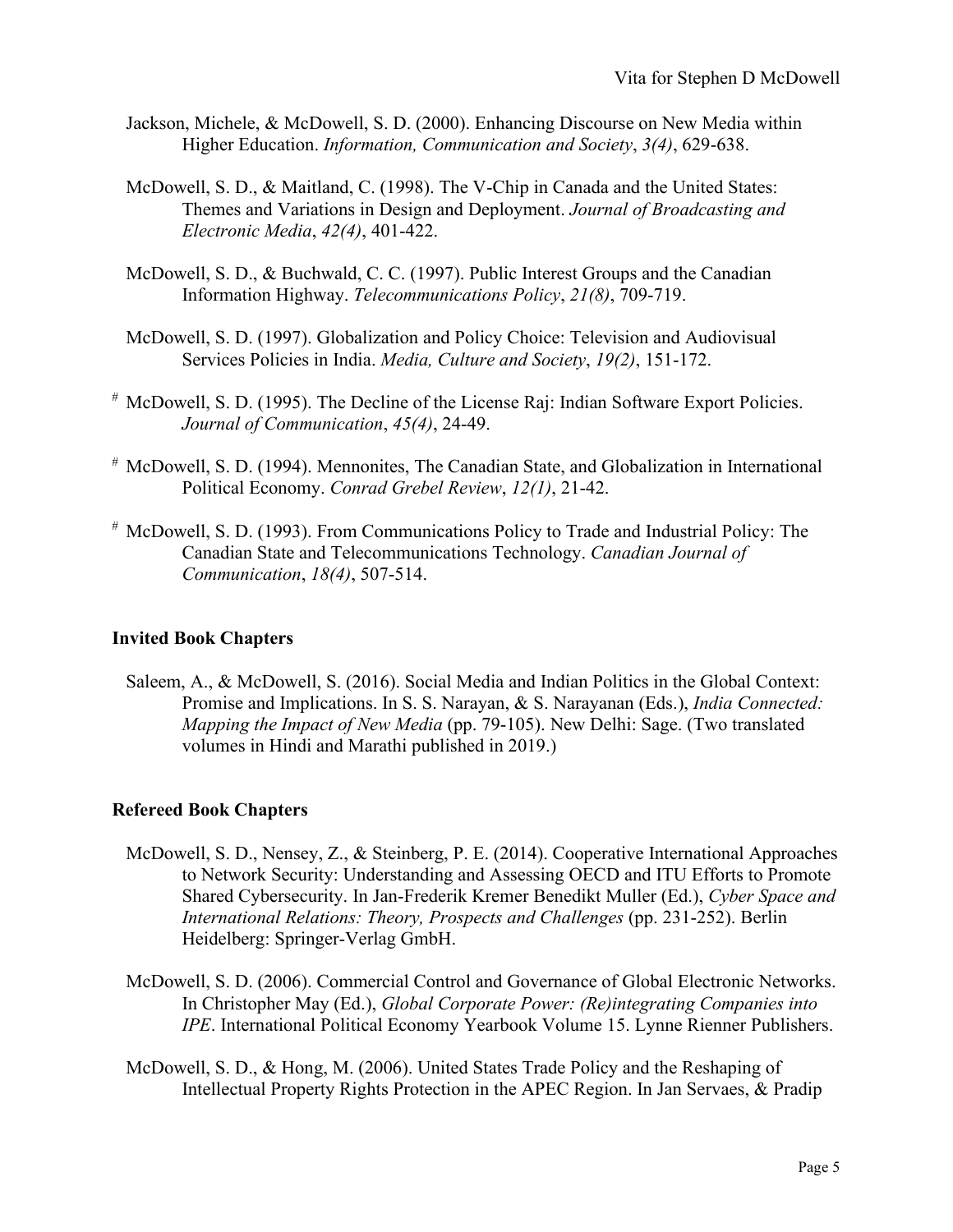Jackson, Michele, & McDowell, S. D. (2000). Enhancing Discourse on New Media within Higher Education. *Information, Communication and Society*, *3(4)*, 629-638.

McDowell, S. D., & Maitland, C. (1998). The V-Chip in Canada and the United States: Themes and Variations in Design and Deployment. *Journal of Broadcasting and Electronic Media*, *42(4)*, 401-422.

McDowell, S. D., & Buchwald, C. C. (1997). Public Interest Groups and the Canadian Information Highway. *Telecommunications Policy*, *21(8)*, 709-719.

McDowell, S. D. (1997). Globalization and Policy Choice: Television and Audiovisual Services Policies in India. *Media, Culture and Society*, *19(2)*, 151-172.

[#] McDowell, S. D. (1995). The Decline of the License Raj: Indian Software Export Policies. *Journal of Communication*, *45(4)*, 24-49.

[#] McDowell, S. D. (1994). Mennonites, The Canadian State, and Globalization in International Political Economy. *Conrad Grebel Review*, *12(1)*, 21-42.

[#] McDowell, S. D. (1993). From Communications Policy to Trade and Industrial Policy: The Canadian State and Telecommunications Technology. *Canadian Journal of Communication*, *18(4)*, 507-514.

**Invited Book Chapters**

Saleem, A., & McDowell, S. (2016). Social Media and Indian Politics in the Global Context: Promise and Implications. In S. S. Narayan, & S. Narayanan (Eds.), *India Connected: Mapping the Impact of New Media* (pp. 79-105). New Delhi: Sage. (Two translated volumes in Hindi and Marathi published in 2019.)

**Refereed Book Chapters**

McDowell, S. D., Nensey, Z., & Steinberg, P. E. (2014). Cooperative International Approaches to Network Security: Understanding and Assessing OECD and ITU Efforts to Promote Shared Cybersecurity. In Jan-Frederik Kremer Benedikt Muller (Ed.), *Cyber Space and International Relations: Theory, Prospects and Challenges* (pp. 231-252). Berlin Heidelberg: Springer-Verlag GmbH.

McDowell, S. D. (2006). Commercial Control and Governance of Global Electronic Networks. In Christopher May (Ed.), *Global Corporate Power: (Re)integrating Companies into IPE*. International Political Economy Yearbook Volume 15. Lynne Rienner Publishers.

McDowell, S. D., & Hong, M. (2006). United States Trade Policy and the Reshaping of Intellectual Property Rights Protection in the APEC Region. In Jan Servaes, & Pradip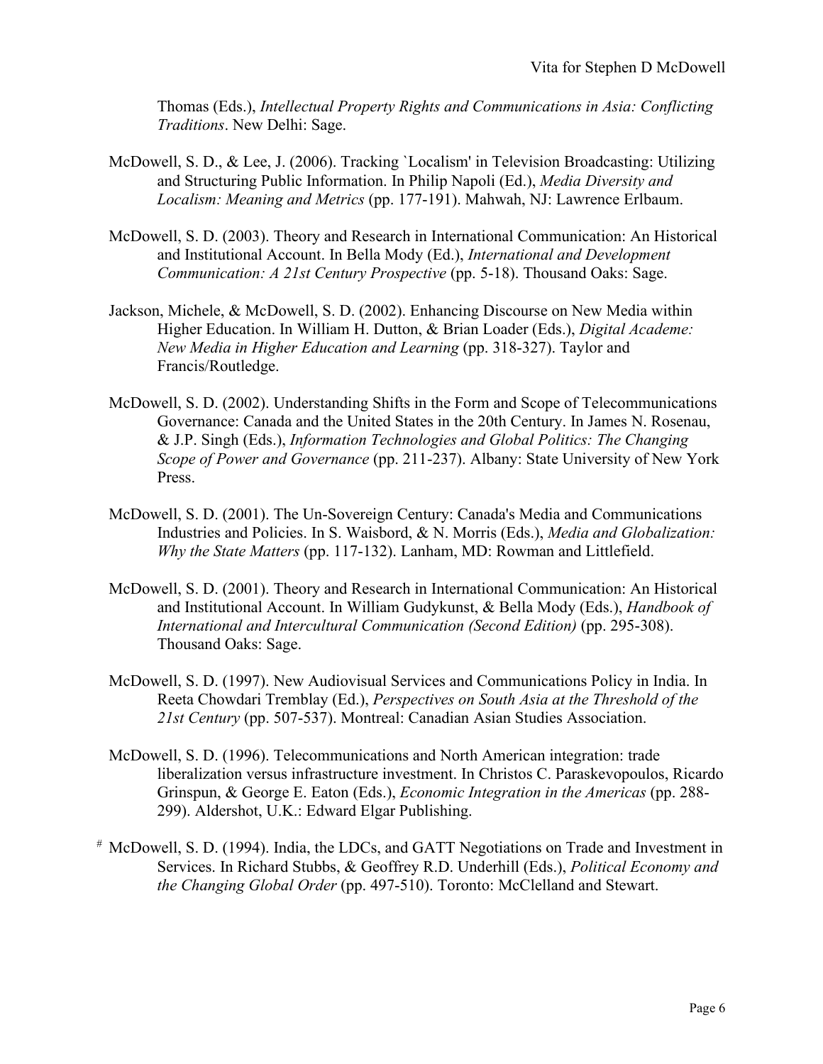Thomas (Eds.), *Intellectual Property Rights and Communications in Asia: Conflicting Traditions*. New Delhi: Sage.

McDowell, S. D., & Lee, J. (2006). Tracking `Localism' in Television Broadcasting: Utilizing and Structuring Public Information. In Philip Napoli (Ed.), *Media Diversity and Localism: Meaning and Metrics* (pp. 177-191). Mahwah, NJ: Lawrence Erlbaum.

McDowell, S. D. (2003). Theory and Research in International Communication: An Historical and Institutional Account. In Bella Mody (Ed.), *International and Development Communication: A 21st Century Prospective* (pp. 5-18). Thousand Oaks: Sage.

Jackson, Michele, & McDowell, S. D. (2002). Enhancing Discourse on New Media within Higher Education. In William H. Dutton, & Brian Loader (Eds.), *Digital Academe: New Media in Higher Education and Learning* (pp. 318-327). Taylor and Francis/Routledge.

McDowell, S. D. (2002). Understanding Shifts in the Form and Scope of Telecommunications Governance: Canada and the United States in the 20th Century. In James N. Rosenau, & J.P. Singh (Eds.), *Information Technologies and Global Politics: The Changing Scope of Power and Governance* (pp. 211-237). Albany: State University of New York Press.

McDowell, S. D. (2001). The Un-Sovereign Century: Canada's Media and Communications Industries and Policies. In S. Waisbord, & N. Morris (Eds.), *Media and Globalization: Why the State Matters* (pp. 117-132). Lanham, MD: Rowman and Littlefield.

McDowell, S. D. (2001). Theory and Research in International Communication: An Historical and Institutional Account. In William Gudykunst, & Bella Mody (Eds.), *Handbook of International and Intercultural Communication (Second Edition)* (pp. 295-308). Thousand Oaks: Sage.

McDowell, S. D. (1997). New Audiovisual Services and Communications Policy in India. In Reeta Chowdari Tremblay (Ed.), *Perspectives on South Asia at the Threshold of the 21st Century* (pp. 507-537). Montreal: Canadian Asian Studies Association.

McDowell, S. D. (1996). Telecommunications and North American integration: trade liberalization versus infrastructure investment. In Christos C. Paraskevopoulos, Ricardo Grinspun, & George E. Eaton (Eds.), *Economic Integration in the Americas* (pp. 288-299). Aldershot, U.K.: Edward Elgar Publishing.

[#] McDowell, S. D. (1994). India, the LDCs, and GATT Negotiations on Trade and Investment in Services. In Richard Stubbs, & Geoffrey R.D. Underhill (Eds.), *Political Economy and the Changing Global Order* (pp. 497-510). Toronto: McClelland and Stewart.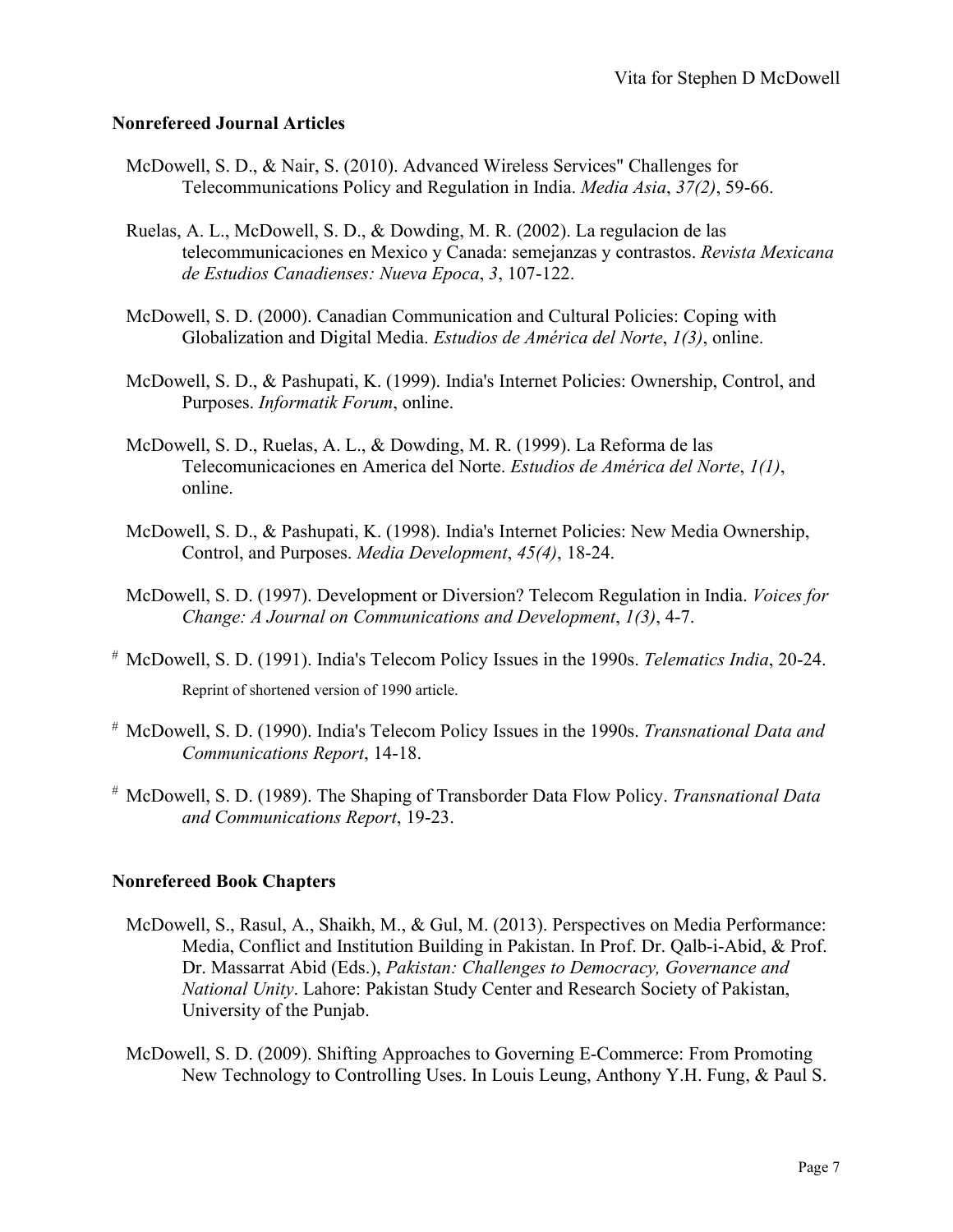### Nonrefereed Journal Articles

McDowell, S. D., & Nair, S. (2010). Advanced Wireless Services" Challenges for Telecommunications Policy and Regulation in India. *Media Asia*, *37(2)*, 59-66.

Ruelas, A. L., McDowell, S. D., & Dowding, M. R. (2002). La regulacion de las telecommunicaciones en Mexico y Canada: semejanzas y contrastos. *Revista Mexicana de Estudios Canadienses: Nueva Epoca*, *3*, 107-122.

McDowell, S. D. (2000). Canadian Communication and Cultural Policies: Coping with Globalization and Digital Media. *Estudios de América del Norte*, *1(3)*, online.

McDowell, S. D., & Pashupati, K. (1999). India's Internet Policies: Ownership, Control, and Purposes. *Informatik Forum*, online.

McDowell, S. D., Ruelas, A. L., & Dowding, M. R. (1999). La Reforma de las Telecomunicaciones en America del Norte. *Estudios de América del Norte*, *1(1)*, online.

McDowell, S. D., & Pashupati, K. (1998). India's Internet Policies: New Media Ownership, Control, and Purposes. *Media Development*, *45(4)*, 18-24.

McDowell, S. D. (1997). Development or Diversion? Telecom Regulation in India. *Voices for Change: A Journal on Communications and Development*, *1(3)*, 4-7.

[#] McDowell, S. D. (1991). India's Telecom Policy Issues in the 1990s. *Telematics India*, 20-24.
Reprint of shortened version of 1990 article.

[#] McDowell, S. D. (1990). India's Telecom Policy Issues in the 1990s. *Transnational Data and Communications Report*, 14-18.

[#] McDowell, S. D. (1989). The Shaping of Transborder Data Flow Policy. *Transnational Data and Communications Report*, 19-23.

### Nonrefereed Book Chapters

McDowell, S., Rasul, A., Shaikh, M., & Gul, M. (2013). Perspectives on Media Performance: Media, Conflict and Institution Building in Pakistan. In Prof. Dr. Qalb-i-Abid, & Prof. Dr. Massarrat Abid (Eds.), *Pakistan: Challenges to Democracy, Governance and National Unity*. Lahore: Pakistan Study Center and Research Society of Pakistan, University of the Punjab.

McDowell, S. D. (2009). Shifting Approaches to Governing E-Commerce: From Promoting New Technology to Controlling Uses. In Louis Leung, Anthony Y.H. Fung, & Paul S.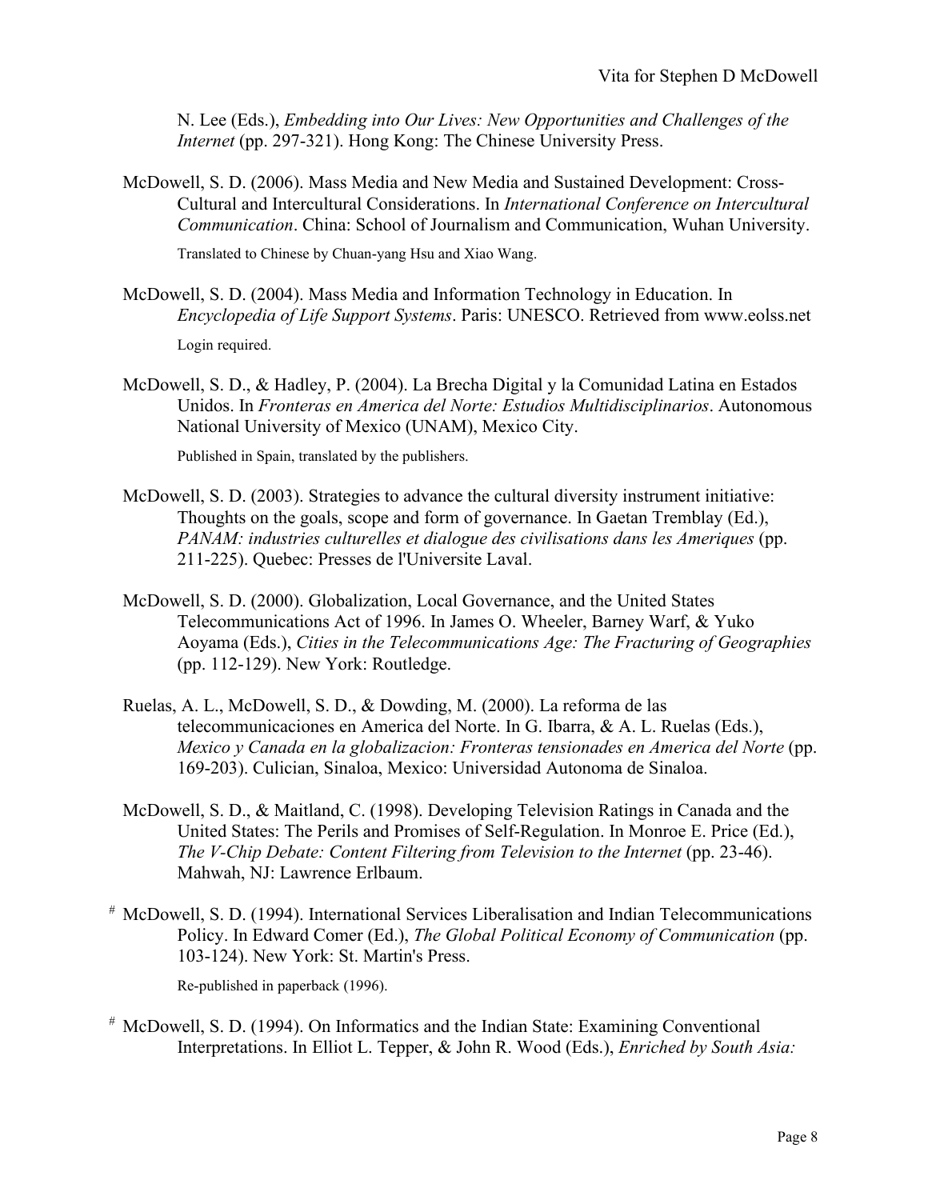N. Lee (Eds.), *Embedding into Our Lives: New Opportunities and Challenges of the Internet* (pp. 297-321). Hong Kong: The Chinese University Press.

McDowell, S. D. (2006). Mass Media and New Media and Sustained Development: Cross-Cultural and Intercultural Considerations. In *International Conference on Intercultural Communication*. China: School of Journalism and Communication, Wuhan University.

Translated to Chinese by Chuan-yang Hsu and Xiao Wang.

McDowell, S. D. (2004). Mass Media and Information Technology in Education. In *Encyclopedia of Life Support Systems*. Paris: UNESCO. Retrieved from www.eolss.net

Login required.

McDowell, S. D., & Hadley, P. (2004). La Brecha Digital y la Comunidad Latina en Estados Unidos. In *Fronteras en America del Norte: Estudios Multidisciplinarios*. Autonomous National University of Mexico (UNAM), Mexico City.

Published in Spain, translated by the publishers.

McDowell, S. D. (2003). Strategies to advance the cultural diversity instrument initiative: Thoughts on the goals, scope and form of governance. In Gaetan Tremblay (Ed.), *PANAM: industries culturelles et dialogue des civilisations dans les Ameriques* (pp. 211-225). Quebec: Presses de l'Universite Laval.

McDowell, S. D. (2000). Globalization, Local Governance, and the United States Telecommunications Act of 1996. In James O. Wheeler, Barney Warf, & Yuko Aoyama (Eds.), *Cities in the Telecommunications Age: The Fracturing of Geographies* (pp. 112-129). New York: Routledge.

Ruelas, A. L., McDowell, S. D., & Dowding, M. (2000). La reforma de las telecommunicaciones en America del Norte. In G. Ibarra, & A. L. Ruelas (Eds.), *Mexico y Canada en la globalizacion: Fronteras tensionades en America del Norte* (pp. 169-203). Culician, Sinaloa, Mexico: Universidad Autonoma de Sinaloa.

McDowell, S. D., & Maitland, C. (1998). Developing Television Ratings in Canada and the United States: The Perils and Promises of Self-Regulation. In Monroe E. Price (Ed.), *The V-Chip Debate: Content Filtering from Television to the Internet* (pp. 23-46). Mahwah, NJ: Lawrence Erlbaum.

[#] McDowell, S. D. (1994). International Services Liberalisation and Indian Telecommunications Policy. In Edward Comer (Ed.), *The Global Political Economy of Communication* (pp. 103-124). New York: St. Martin's Press.

Re-published in paperback (1996).

[#] McDowell, S. D. (1994). On Informatics and the Indian State: Examining Conventional Interpretations. In Elliot L. Tepper, & John R. Wood (Eds.), *Enriched by South Asia:*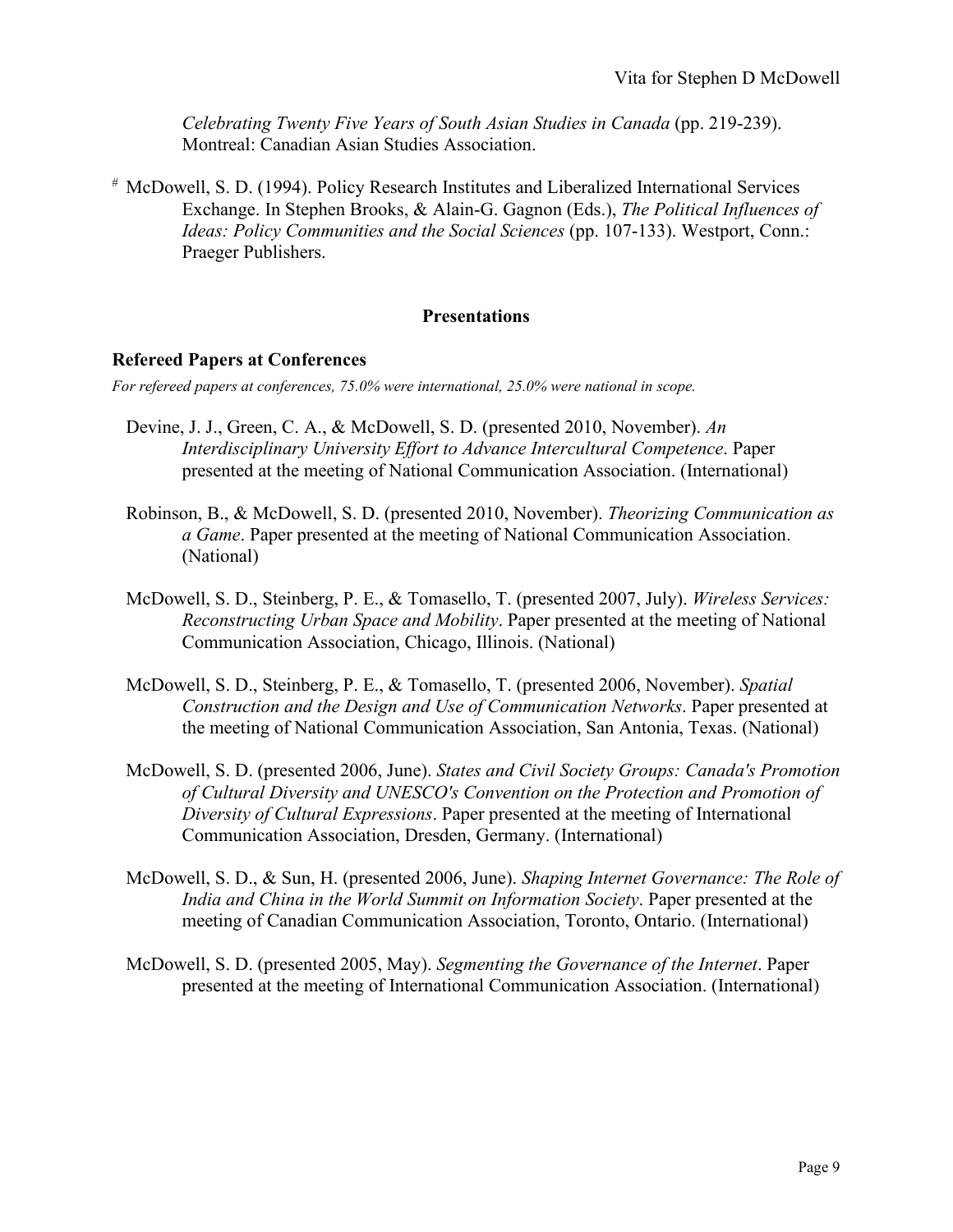*Celebrating Twenty Five Years of South Asian Studies in Canada* (pp. 219-239). Montreal: Canadian Asian Studies Association.

# McDowell, S. D. (1994). Policy Research Institutes and Liberalized International Services Exchange. In Stephen Brooks, & Alain-G. Gagnon (Eds.), *The Political Influences of Ideas: Policy Communities and the Social Sciences* (pp. 107-133). Westport, Conn.: Praeger Publishers.

## Presentations

### Refereed Papers at Conferences

*For refereed papers at conferences, 75.0% were international, 25.0% were national in scope.*

Devine, J. J., Green, C. A., & McDowell, S. D. (presented 2010, November). *An Interdisciplinary University Effort to Advance Intercultural Competence*. Paper presented at the meeting of National Communication Association. (International)

Robinson, B., & McDowell, S. D. (presented 2010, November). *Theorizing Communication as a Game*. Paper presented at the meeting of National Communication Association. (National)

McDowell, S. D., Steinberg, P. E., & Tomasello, T. (presented 2007, July). *Wireless Services: Reconstructing Urban Space and Mobility*. Paper presented at the meeting of National Communication Association, Chicago, Illinois. (National)

McDowell, S. D., Steinberg, P. E., & Tomasello, T. (presented 2006, November). *Spatial Construction and the Design and Use of Communication Networks*. Paper presented at the meeting of National Communication Association, San Antonia, Texas. (National)

McDowell, S. D. (presented 2006, June). *States and Civil Society Groups: Canada's Promotion of Cultural Diversity and UNESCO's Convention on the Protection and Promotion of Diversity of Cultural Expressions*. Paper presented at the meeting of International Communication Association, Dresden, Germany. (International)

McDowell, S. D., & Sun, H. (presented 2006, June). *Shaping Internet Governance: The Role of India and China in the World Summit on Information Society*. Paper presented at the meeting of Canadian Communication Association, Toronto, Ontario. (International)

McDowell, S. D. (presented 2005, May). *Segmenting the Governance of the Internet*. Paper presented at the meeting of International Communication Association. (International)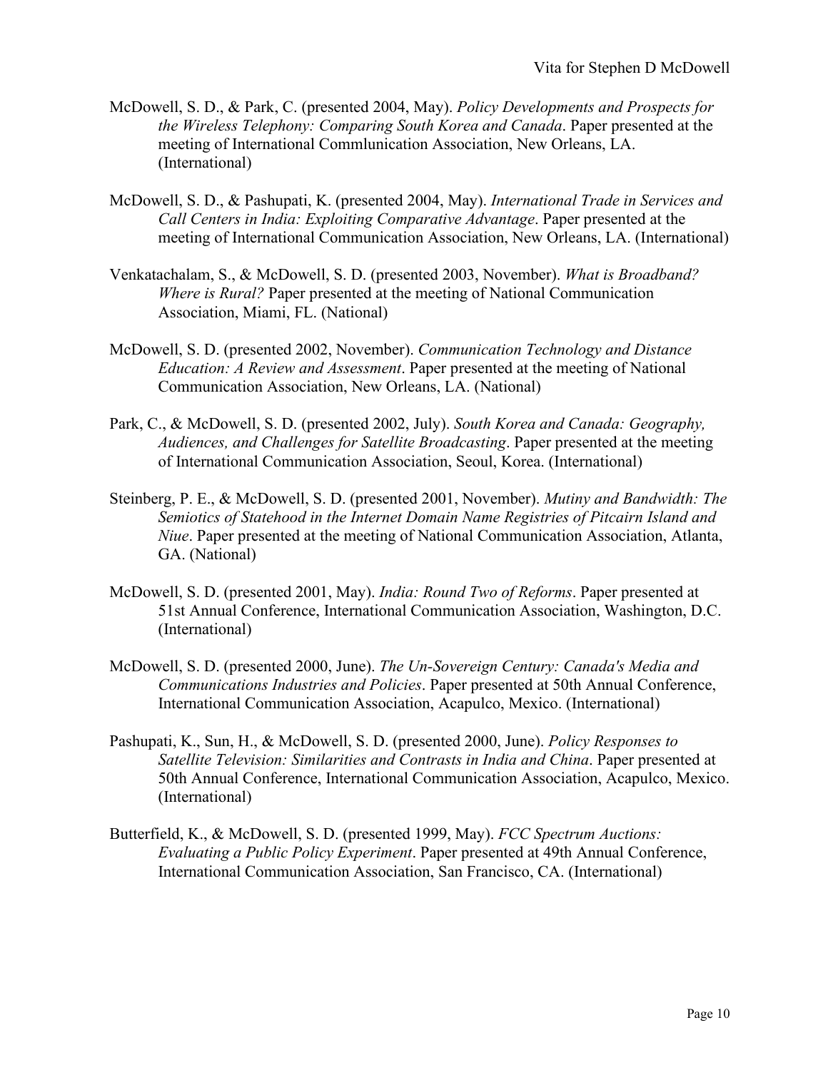McDowell, S. D., & Park, C. (presented 2004, May). *Policy Developments and Prospects for the Wireless Telephony: Comparing South Korea and Canada*. Paper presented at the meeting of International Commlunication Association, New Orleans, LA. (International)

McDowell, S. D., & Pashupati, K. (presented 2004, May). *International Trade in Services and Call Centers in India: Exploiting Comparative Advantage*. Paper presented at the meeting of International Communication Association, New Orleans, LA. (International)

Venkatachalam, S., & McDowell, S. D. (presented 2003, November). *What is Broadband? Where is Rural?* Paper presented at the meeting of National Communication Association, Miami, FL. (National)

McDowell, S. D. (presented 2002, November). *Communication Technology and Distance Education: A Review and Assessment*. Paper presented at the meeting of National Communication Association, New Orleans, LA. (National)

Park, C., & McDowell, S. D. (presented 2002, July). *South Korea and Canada: Geography, Audiences, and Challenges for Satellite Broadcasting*. Paper presented at the meeting of International Communication Association, Seoul, Korea. (International)

Steinberg, P. E., & McDowell, S. D. (presented 2001, November). *Mutiny and Bandwidth: The Semiotics of Statehood in the Internet Domain Name Registries of Pitcairn Island and Niue*. Paper presented at the meeting of National Communication Association, Atlanta, GA. (National)

McDowell, S. D. (presented 2001, May). *India: Round Two of Reforms*. Paper presented at 51st Annual Conference, International Communication Association, Washington, D.C. (International)

McDowell, S. D. (presented 2000, June). *The Un-Sovereign Century: Canada's Media and Communications Industries and Policies*. Paper presented at 50th Annual Conference, International Communication Association, Acapulco, Mexico. (International)

Pashupati, K., Sun, H., & McDowell, S. D. (presented 2000, June). *Policy Responses to Satellite Television: Similarities and Contrasts in India and China*. Paper presented at 50th Annual Conference, International Communication Association, Acapulco, Mexico. (International)

Butterfield, K., & McDowell, S. D. (presented 1999, May). *FCC Spectrum Auctions: Evaluating a Public Policy Experiment*. Paper presented at 49th Annual Conference, International Communication Association, San Francisco, CA. (International)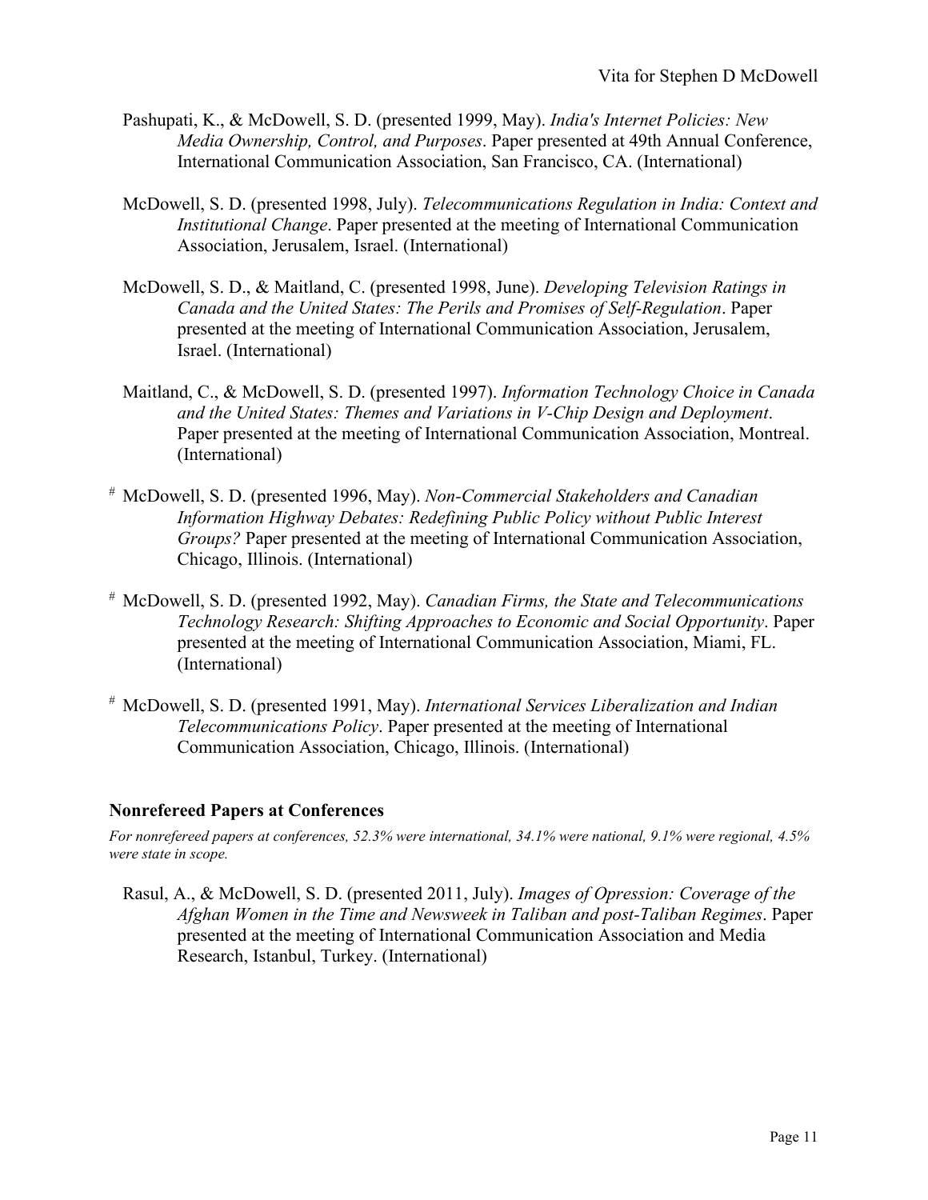Pashupati, K., & McDowell, S. D. (presented 1999, May). *India's Internet Policies: New Media Ownership, Control, and Purposes*. Paper presented at 49th Annual Conference, International Communication Association, San Francisco, CA. (International)

McDowell, S. D. (presented 1998, July). *Telecommunications Regulation in India: Context and Institutional Change*. Paper presented at the meeting of International Communication Association, Jerusalem, Israel. (International)

McDowell, S. D., & Maitland, C. (presented 1998, June). *Developing Television Ratings in Canada and the United States: The Perils and Promises of Self-Regulation*. Paper presented at the meeting of International Communication Association, Jerusalem, Israel. (International)

Maitland, C., & McDowell, S. D. (presented 1997). *Information Technology Choice in Canada and the United States: Themes and Variations in V-Chip Design and Deployment*. Paper presented at the meeting of International Communication Association, Montreal. (International)

# McDowell, S. D. (presented 1996, May). *Non-Commercial Stakeholders and Canadian Information Highway Debates: Redefining Public Policy without Public Interest Groups?* Paper presented at the meeting of International Communication Association, Chicago, Illinois. (International)

# McDowell, S. D. (presented 1992, May). *Canadian Firms, the State and Telecommunications Technology Research: Shifting Approaches to Economic and Social Opportunity*. Paper presented at the meeting of International Communication Association, Miami, FL. (International)

# McDowell, S. D. (presented 1991, May). *International Services Liberalization and Indian Telecommunications Policy*. Paper presented at the meeting of International Communication Association, Chicago, Illinois. (International)

### Nonrefereed Papers at Conferences

*For nonrefereed papers at conferences, 52.3% were international, 34.1% were national, 9.1% were regional, 4.5% were state in scope.*

Rasul, A., & McDowell, S. D. (presented 2011, July). *Images of Opression: Coverage of the Afghan Women in the Time and Newsweek in Taliban and post-Taliban Regimes*. Paper presented at the meeting of International Communication Association and Media Research, Istanbul, Turkey. (International)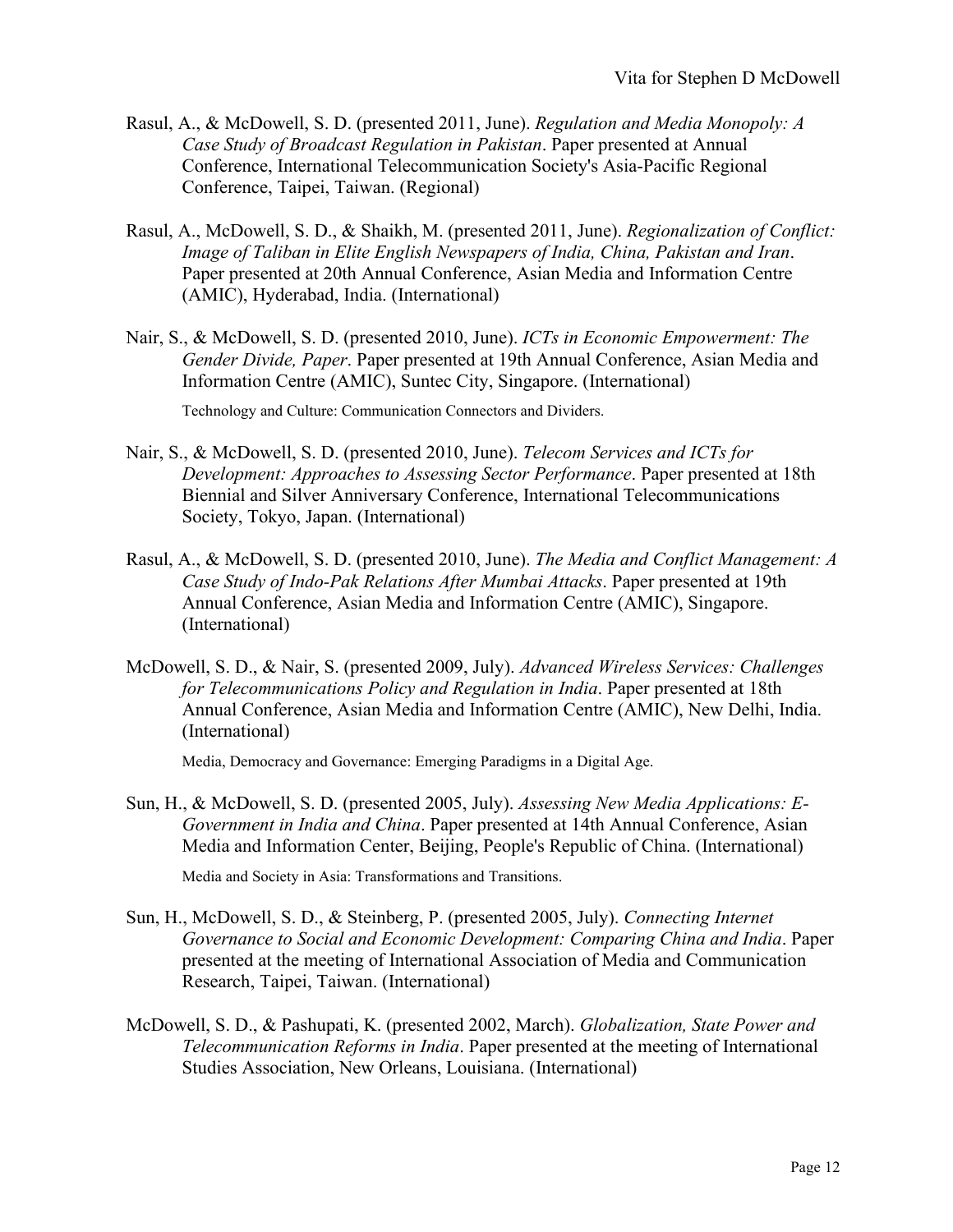Rasul, A., & McDowell, S. D. (presented 2011, June). *Regulation and Media Monopoly: A Case Study of Broadcast Regulation in Pakistan*. Paper presented at Annual Conference, International Telecommunication Society's Asia-Pacific Regional Conference, Taipei, Taiwan. (Regional)

Rasul, A., McDowell, S. D., & Shaikh, M. (presented 2011, June). *Regionalization of Conflict: Image of Taliban in Elite English Newspapers of India, China, Pakistan and Iran*. Paper presented at 20th Annual Conference, Asian Media and Information Centre (AMIC), Hyderabad, India. (International)

Nair, S., & McDowell, S. D. (presented 2010, June). *ICTs in Economic Empowerment: The Gender Divide, Paper*. Paper presented at 19th Annual Conference, Asian Media and Information Centre (AMIC), Suntec City, Singapore. (International)

Technology and Culture: Communication Connectors and Dividers.

Nair, S., & McDowell, S. D. (presented 2010, June). *Telecom Services and ICTs for Development: Approaches to Assessing Sector Performance*. Paper presented at 18th Biennial and Silver Anniversary Conference, International Telecommunications Society, Tokyo, Japan. (International)

Rasul, A., & McDowell, S. D. (presented 2010, June). *The Media and Conflict Management: A Case Study of Indo-Pak Relations After Mumbai Attacks*. Paper presented at 19th Annual Conference, Asian Media and Information Centre (AMIC), Singapore. (International)

McDowell, S. D., & Nair, S. (presented 2009, July). *Advanced Wireless Services: Challenges for Telecommunications Policy and Regulation in India*. Paper presented at 18th Annual Conference, Asian Media and Information Centre (AMIC), New Delhi, India. (International)

Media, Democracy and Governance: Emerging Paradigms in a Digital Age.

Sun, H., & McDowell, S. D. (presented 2005, July). *Assessing New Media Applications: E-Government in India and China*. Paper presented at 14th Annual Conference, Asian Media and Information Center, Beijing, People's Republic of China. (International)

Media and Society in Asia: Transformations and Transitions.

Sun, H., McDowell, S. D., & Steinberg, P. (presented 2005, July). *Connecting Internet Governance to Social and Economic Development: Comparing China and India*. Paper presented at the meeting of International Association of Media and Communication Research, Taipei, Taiwan. (International)

McDowell, S. D., & Pashupati, K. (presented 2002, March). *Globalization, State Power and Telecommunication Reforms in India*. Paper presented at the meeting of International Studies Association, New Orleans, Louisiana. (International)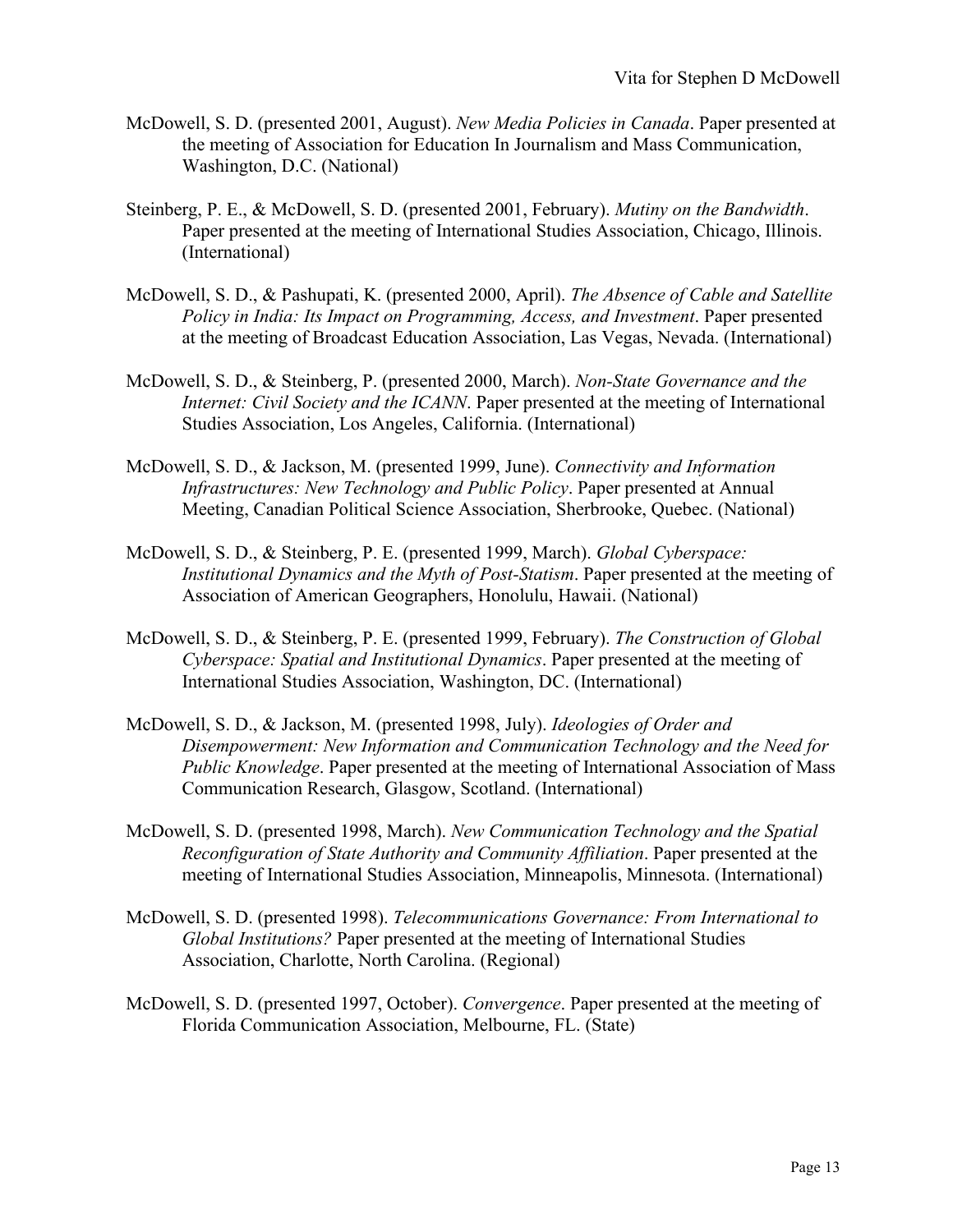McDowell, S. D. (presented 2001, August). *New Media Policies in Canada*. Paper presented at the meeting of Association for Education In Journalism and Mass Communication, Washington, D.C. (National)

Steinberg, P. E., & McDowell, S. D. (presented 2001, February). *Mutiny on the Bandwidth*. Paper presented at the meeting of International Studies Association, Chicago, Illinois. (International)

McDowell, S. D., & Pashupati, K. (presented 2000, April). *The Absence of Cable and Satellite Policy in India: Its Impact on Programming, Access, and Investment*. Paper presented at the meeting of Broadcast Education Association, Las Vegas, Nevada. (International)

McDowell, S. D., & Steinberg, P. (presented 2000, March). *Non-State Governance and the Internet: Civil Society and the ICANN*. Paper presented at the meeting of International Studies Association, Los Angeles, California. (International)

McDowell, S. D., & Jackson, M. (presented 1999, June). *Connectivity and Information Infrastructures: New Technology and Public Policy*. Paper presented at Annual Meeting, Canadian Political Science Association, Sherbrooke, Quebec. (National)

McDowell, S. D., & Steinberg, P. E. (presented 1999, March). *Global Cyberspace: Institutional Dynamics and the Myth of Post-Statism*. Paper presented at the meeting of Association of American Geographers, Honolulu, Hawaii. (National)

McDowell, S. D., & Steinberg, P. E. (presented 1999, February). *The Construction of Global Cyberspace: Spatial and Institutional Dynamics*. Paper presented at the meeting of International Studies Association, Washington, DC. (International)

McDowell, S. D., & Jackson, M. (presented 1998, July). *Ideologies of Order and Disempowerment: New Information and Communication Technology and the Need for Public Knowledge*. Paper presented at the meeting of International Association of Mass Communication Research, Glasgow, Scotland. (International)

McDowell, S. D. (presented 1998, March). *New Communication Technology and the Spatial Reconfiguration of State Authority and Community Affiliation*. Paper presented at the meeting of International Studies Association, Minneapolis, Minnesota. (International)

McDowell, S. D. (presented 1998). *Telecommunications Governance: From International to Global Institutions?* Paper presented at the meeting of International Studies Association, Charlotte, North Carolina. (Regional)

McDowell, S. D. (presented 1997, October). *Convergence*. Paper presented at the meeting of Florida Communication Association, Melbourne, FL. (State)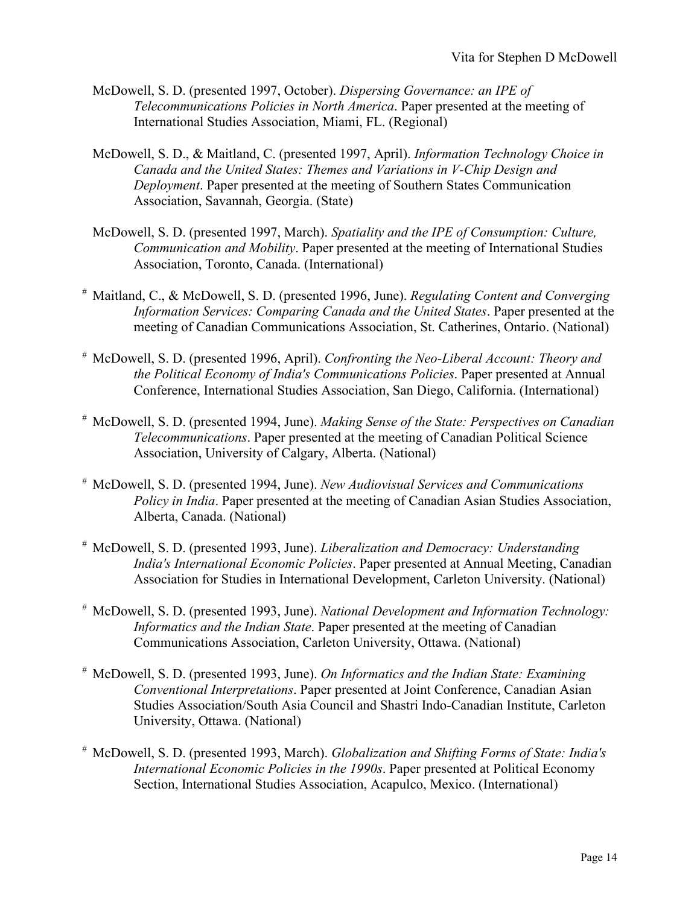McDowell, S. D. (presented 1997, October). *Dispersing Governance: an IPE of Telecommunications Policies in North America*. Paper presented at the meeting of International Studies Association, Miami, FL. (Regional)

McDowell, S. D., & Maitland, C. (presented 1997, April). *Information Technology Choice in Canada and the United States: Themes and Variations in V-Chip Design and Deployment*. Paper presented at the meeting of Southern States Communication Association, Savannah, Georgia. (State)

McDowell, S. D. (presented 1997, March). *Spatiality and the IPE of Consumption: Culture, Communication and Mobility*. Paper presented at the meeting of International Studies Association, Toronto, Canada. (International)

# Maitland, C., & McDowell, S. D. (presented 1996, June). *Regulating Content and Converging Information Services: Comparing Canada and the United States*. Paper presented at the meeting of Canadian Communications Association, St. Catherines, Ontario. (National)

# McDowell, S. D. (presented 1996, April). *Confronting the Neo-Liberal Account: Theory and the Political Economy of India's Communications Policies*. Paper presented at Annual Conference, International Studies Association, San Diego, California. (International)

# McDowell, S. D. (presented 1994, June). *Making Sense of the State: Perspectives on Canadian Telecommunications*. Paper presented at the meeting of Canadian Political Science Association, University of Calgary, Alberta. (National)

# McDowell, S. D. (presented 1994, June). *New Audiovisual Services and Communications Policy in India*. Paper presented at the meeting of Canadian Asian Studies Association, Alberta, Canada. (National)

# McDowell, S. D. (presented 1993, June). *Liberalization and Democracy: Understanding India's International Economic Policies*. Paper presented at Annual Meeting, Canadian Association for Studies in International Development, Carleton University. (National)

# McDowell, S. D. (presented 1993, June). *National Development and Information Technology: Informatics and the Indian State*. Paper presented at the meeting of Canadian Communications Association, Carleton University, Ottawa. (National)

# McDowell, S. D. (presented 1993, June). *On Informatics and the Indian State: Examining Conventional Interpretations*. Paper presented at Joint Conference, Canadian Asian Studies Association/South Asia Council and Shastri Indo-Canadian Institute, Carleton University, Ottawa. (National)

# McDowell, S. D. (presented 1993, March). *Globalization and Shifting Forms of State: India's International Economic Policies in the 1990s*. Paper presented at Political Economy Section, International Studies Association, Acapulco, Mexico. (International)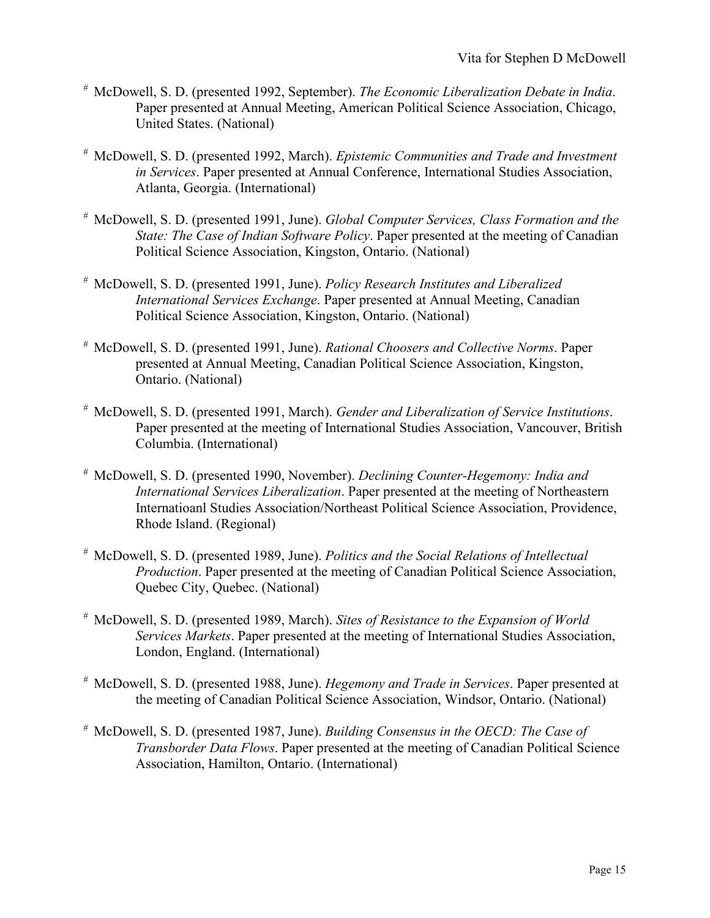# McDowell, S. D. (presented 1992, September). *The Economic Liberalization Debate in India*. Paper presented at Annual Meeting, American Political Science Association, Chicago, United States. (National)

# McDowell, S. D. (presented 1992, March). *Epistemic Communities and Trade and Investment in Services*. Paper presented at Annual Conference, International Studies Association, Atlanta, Georgia. (International)

# McDowell, S. D. (presented 1991, June). *Global Computer Services, Class Formation and the State: The Case of Indian Software Policy*. Paper presented at the meeting of Canadian Political Science Association, Kingston, Ontario. (National)

# McDowell, S. D. (presented 1991, June). *Policy Research Institutes and Liberalized International Services Exchange*. Paper presented at Annual Meeting, Canadian Political Science Association, Kingston, Ontario. (National)

# McDowell, S. D. (presented 1991, June). *Rational Choosers and Collective Norms*. Paper presented at Annual Meeting, Canadian Political Science Association, Kingston, Ontario. (National)

# McDowell, S. D. (presented 1991, March). *Gender and Liberalization of Service Institutions*. Paper presented at the meeting of International Studies Association, Vancouver, British Columbia. (International)

# McDowell, S. D. (presented 1990, November). *Declining Counter-Hegemony: India and International Services Liberalization*. Paper presented at the meeting of Northeastern Internatioanl Studies Association/Northeast Political Science Association, Providence, Rhode Island. (Regional)

# McDowell, S. D. (presented 1989, June). *Politics and the Social Relations of Intellectual Production*. Paper presented at the meeting of Canadian Political Science Association, Quebec City, Quebec. (National)

# McDowell, S. D. (presented 1989, March). *Sites of Resistance to the Expansion of World Services Markets*. Paper presented at the meeting of International Studies Association, London, England. (International)

# McDowell, S. D. (presented 1988, June). *Hegemony and Trade in Services*. Paper presented at the meeting of Canadian Political Science Association, Windsor, Ontario. (National)

# McDowell, S. D. (presented 1987, June). *Building Consensus in the OECD: The Case of Transborder Data Flows*. Paper presented at the meeting of Canadian Political Science Association, Hamilton, Ontario. (International)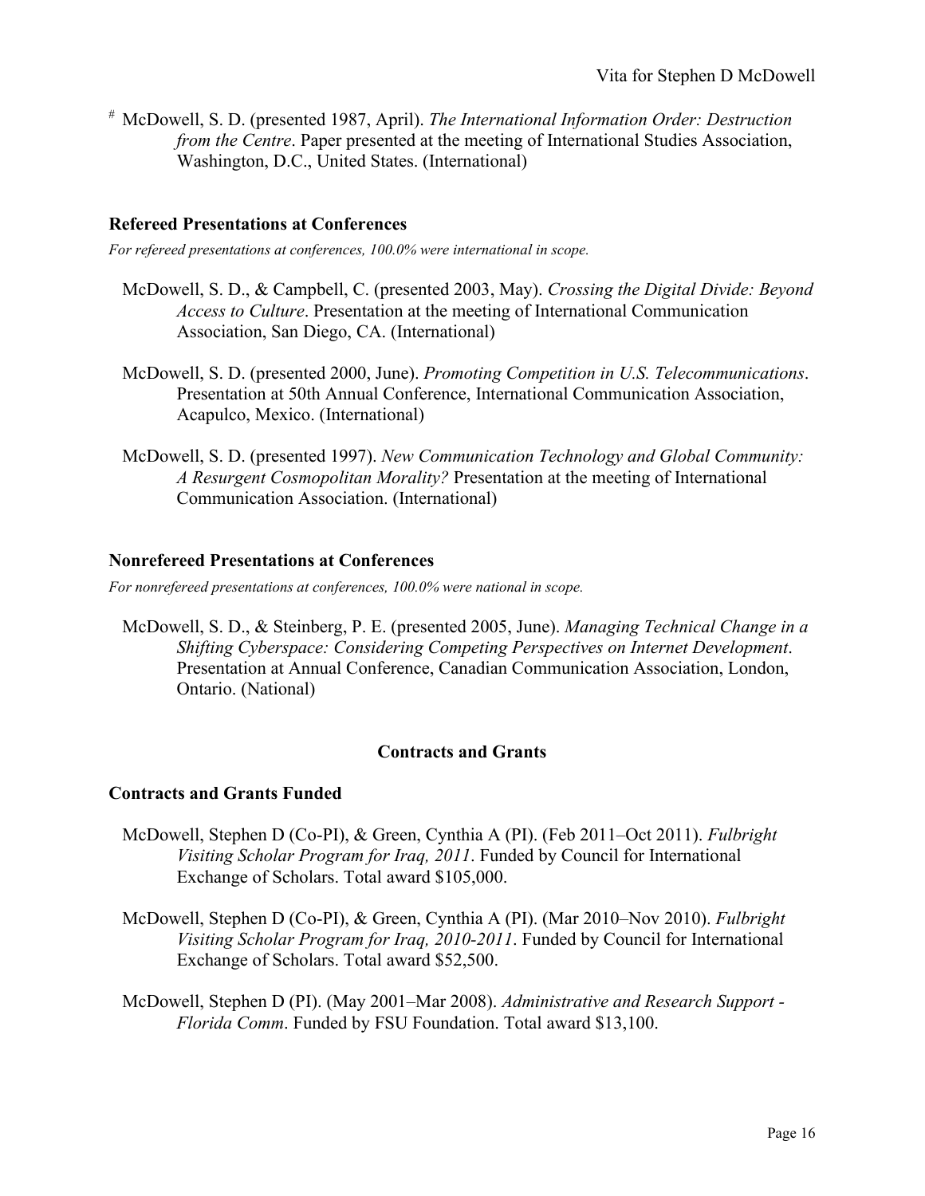# McDowell, S. D. (presented 1987, April). *The International Information Order: Destruction from the Centre*. Paper presented at the meeting of International Studies Association, Washington, D.C., United States. (International)

### Refereed Presentations at Conferences

*For refereed presentations at conferences, 100.0% were international in scope.*

McDowell, S. D., & Campbell, C. (presented 2003, May). *Crossing the Digital Divide: Beyond Access to Culture*. Presentation at the meeting of International Communication Association, San Diego, CA. (International)

McDowell, S. D. (presented 2000, June). *Promoting Competition in U.S. Telecommunications*. Presentation at 50th Annual Conference, International Communication Association, Acapulco, Mexico. (International)

McDowell, S. D. (presented 1997). *New Communication Technology and Global Community: A Resurgent Cosmopolitan Morality?* Presentation at the meeting of International Communication Association. (International)

### Nonrefereed Presentations at Conferences

*For nonrefereed presentations at conferences, 100.0% were national in scope.*

McDowell, S. D., & Steinberg, P. E. (presented 2005, June). *Managing Technical Change in a Shifting Cyberspace: Considering Competing Perspectives on Internet Development*. Presentation at Annual Conference, Canadian Communication Association, London, Ontario. (National)

## Contracts and Grants

### Contracts and Grants Funded

McDowell, Stephen D (Co-PI), & Green, Cynthia A (PI). (Feb 2011–Oct 2011). *Fulbright Visiting Scholar Program for Iraq, 2011*. Funded by Council for International Exchange of Scholars. Total award $105,000.

McDowell, Stephen D (Co-PI), & Green, Cynthia A (PI). (Mar 2010–Nov 2010). *Fulbright Visiting Scholar Program for Iraq, 2010-2011*. Funded by Council for International Exchange of Scholars. Total award $52,500.

McDowell, Stephen D (PI). (May 2001–Mar 2008). *Administrative and Research Support - Florida Comm*. Funded by FSU Foundation. Total award $13,100.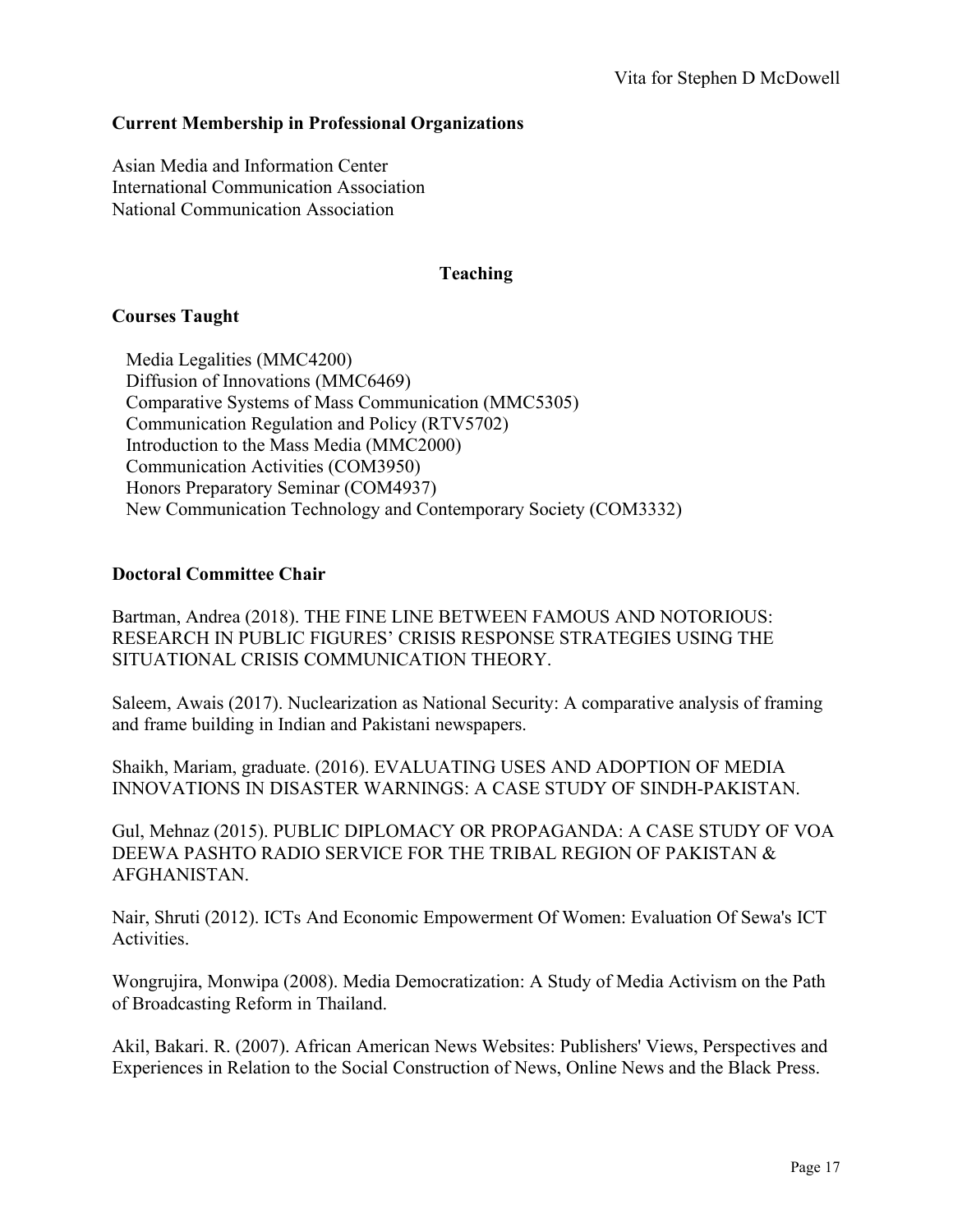**Current Membership in Professional Organizations**

Asian Media and Information Center
International Communication Association
National Communication Association

## Teaching

**Courses Taught**

Media Legalities (MMC4200)
Diffusion of Innovations (MMC6469)
Comparative Systems of Mass Communication (MMC5305)
Communication Regulation and Policy (RTV5702)
Introduction to the Mass Media (MMC2000)
Communication Activities (COM3950)
Honors Preparatory Seminar (COM4937)
New Communication Technology and Contemporary Society (COM3332)

**Doctoral Committee Chair**

Bartman, Andrea (2018). THE FINE LINE BETWEEN FAMOUS AND NOTORIOUS: RESEARCH IN PUBLIC FIGURES' CRISIS RESPONSE STRATEGIES USING THE SITUATIONAL CRISIS COMMUNICATION THEORY.

Saleem, Awais (2017). Nuclearization as National Security: A comparative analysis of framing and frame building in Indian and Pakistani newspapers.

Shaikh, Mariam, graduate. (2016). EVALUATING USES AND ADOPTION OF MEDIA INNOVATIONS IN DISASTER WARNINGS: A CASE STUDY OF SINDH-PAKISTAN.

Gul, Mehnaz (2015). PUBLIC DIPLOMACY OR PROPAGANDA: A CASE STUDY OF VOA DEEWA PASHTO RADIO SERVICE FOR THE TRIBAL REGION OF PAKISTAN & AFGHANISTAN.

Nair, Shruti (2012). ICTs And Economic Empowerment Of Women: Evaluation Of Sewa's ICT Activities.

Wongrujira, Monwipa (2008). Media Democratization: A Study of Media Activism on the Path of Broadcasting Reform in Thailand.

Akil, Bakari. R. (2007). African American News Websites: Publishers' Views, Perspectives and Experiences in Relation to the Social Construction of News, Online News and the Black Press.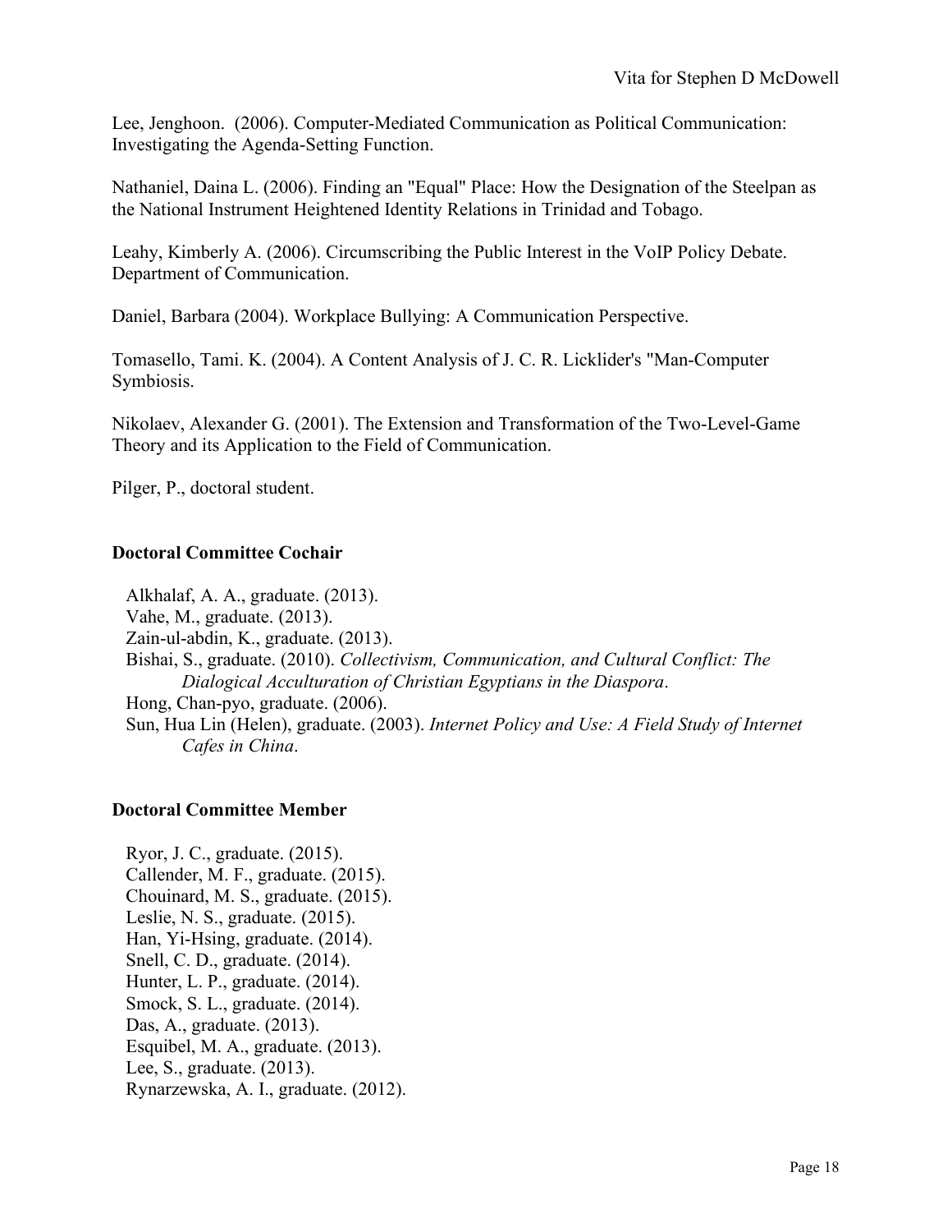Lee, Jenghoon. (2006). Computer-Mediated Communication as Political Communication: Investigating the Agenda-Setting Function.

Nathaniel, Daina L. (2006). Finding an "Equal" Place: How the Designation of the Steelpan as the National Instrument Heightened Identity Relations in Trinidad and Tobago.

Leahy, Kimberly A. (2006). Circumscribing the Public Interest in the VoIP Policy Debate. Department of Communication.

Daniel, Barbara (2004). Workplace Bullying: A Communication Perspective.

Tomasello, Tami. K. (2004). A Content Analysis of J. C. R. Licklider's "Man-Computer Symbiosis.

Nikolaev, Alexander G. (2001). The Extension and Transformation of the Two-Level-Game Theory and its Application to the Field of Communication.

Pilger, P., doctoral student.

**Doctoral Committee Cochair**

Alkhalaf, A. A., graduate. (2013).
Vahe, M., graduate. (2013).
Zain-ul-abdin, K., graduate. (2013).
Bishai, S., graduate. (2010). *Collectivism, Communication, and Cultural Conflict: The Dialogical Acculturation of Christian Egyptians in the Diaspora*.
Hong, Chan-pyo, graduate. (2006).
Sun, Hua Lin (Helen), graduate. (2003). *Internet Policy and Use: A Field Study of Internet Cafes in China*.

**Doctoral Committee Member**

Ryor, J. C., graduate. (2015).
Callender, M. F., graduate. (2015).
Chouinard, M. S., graduate. (2015).
Leslie, N. S., graduate. (2015).
Han, Yi-Hsing, graduate. (2014).
Snell, C. D., graduate. (2014).
Hunter, L. P., graduate. (2014).
Smock, S. L., graduate. (2014).
Das, A., graduate. (2013).
Esquibel, M. A., graduate. (2013).
Lee, S., graduate. (2013).
Rynarzewska, A. I., graduate. (2012).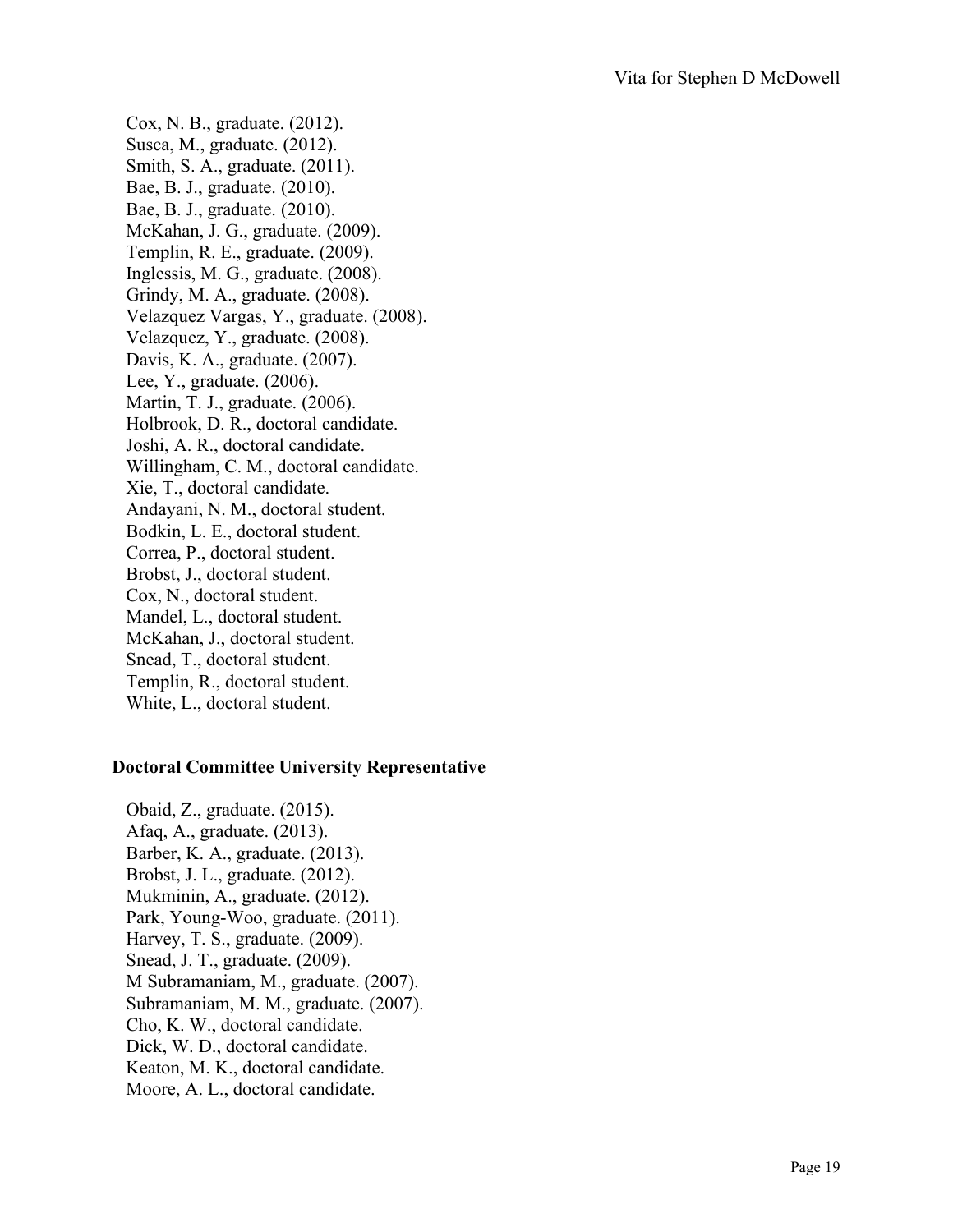Cox, N. B., graduate. (2012).
Susca, M., graduate. (2012).
Smith, S. A., graduate. (2011).
Bae, B. J., graduate. (2010).
Bae, B. J., graduate. (2010).
McKahan, J. G., graduate. (2009).
Templin, R. E., graduate. (2009).
Inglessis, M. G., graduate. (2008).
Grindy, M. A., graduate. (2008).
Velazquez Vargas, Y., graduate. (2008).
Velazquez, Y., graduate. (2008).
Davis, K. A., graduate. (2007).
Lee, Y., graduate. (2006).
Martin, T. J., graduate. (2006).
Holbrook, D. R., doctoral candidate.
Joshi, A. R., doctoral candidate.
Willingham, C. M., doctoral candidate.
Xie, T., doctoral candidate.
Andayani, N. M., doctoral student.
Bodkin, L. E., doctoral student.
Correa, P., doctoral student.
Brobst, J., doctoral student.
Cox, N., doctoral student.
Mandel, L., doctoral student.
McKahan, J., doctoral student.
Snead, T., doctoral student.
Templin, R., doctoral student.
White, L., doctoral student.

**Doctoral Committee University Representative**

Obaid, Z., graduate. (2015).
Afaq, A., graduate. (2013).
Barber, K. A., graduate. (2013).
Brobst, J. L., graduate. (2012).
Mukminin, A., graduate. (2012).
Park, Young-Woo, graduate. (2011).
Harvey, T. S., graduate. (2009).
Snead, J. T., graduate. (2009).
M Subramaniam, M., graduate. (2007).
Subramaniam, M. M., graduate. (2007).
Cho, K. W., doctoral candidate.
Dick, W. D., doctoral candidate.
Keaton, M. K., doctoral candidate.
Moore, A. L., doctoral candidate.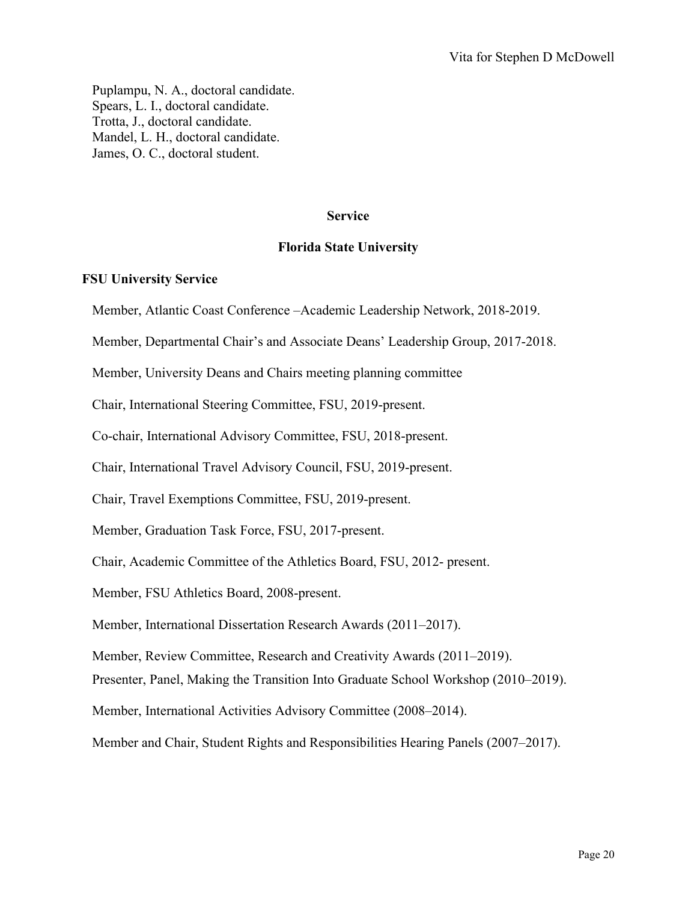Puplampu, N. A., doctoral candidate.
Spears, L. I., doctoral candidate.
Trotta, J., doctoral candidate.
Mandel, L. H., doctoral candidate.
James, O. C., doctoral student.

## Service

## Florida State University

### FSU University Service

Member, Atlantic Coast Conference –Academic Leadership Network, 2018-2019.

Member, Departmental Chair's and Associate Deans' Leadership Group, 2017-2018.

Member, University Deans and Chairs meeting planning committee

Chair, International Steering Committee, FSU, 2019-present.

Co-chair, International Advisory Committee, FSU, 2018-present.

Chair, International Travel Advisory Council, FSU, 2019-present.

Chair, Travel Exemptions Committee, FSU, 2019-present.

Member, Graduation Task Force, FSU, 2017-present.

Chair, Academic Committee of the Athletics Board, FSU, 2012- present.

Member, FSU Athletics Board, 2008-present.

Member, International Dissertation Research Awards (2011–2017).

Member, Review Committee, Research and Creativity Awards (2011–2019).

Presenter, Panel, Making the Transition Into Graduate School Workshop (2010–2019).

Member, International Activities Advisory Committee (2008–2014).

Member and Chair, Student Rights and Responsibilities Hearing Panels (2007–2017).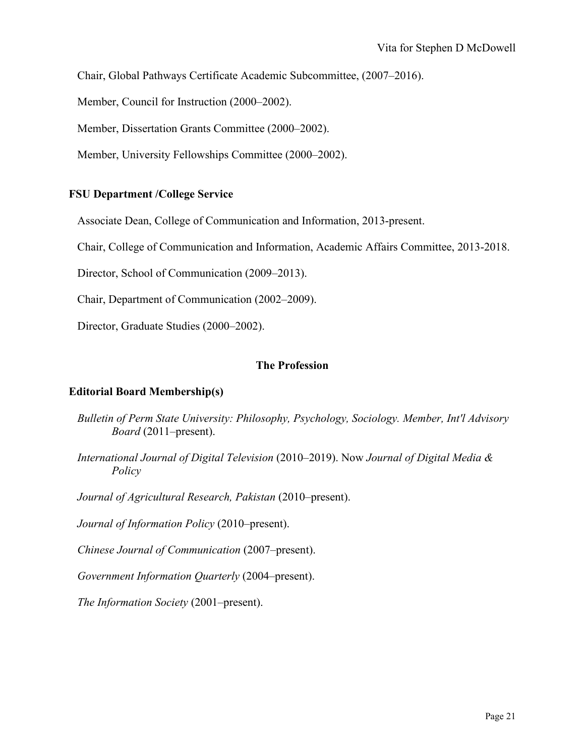Chair, Global Pathways Certificate Academic Subcommittee, (2007–2016).

Member, Council for Instruction (2000–2002).

Member, Dissertation Grants Committee (2000–2002).

Member, University Fellowships Committee (2000–2002).

### FSU Department /College Service

Associate Dean, College of Communication and Information, 2013-present.

Chair, College of Communication and Information, Academic Affairs Committee, 2013-2018.

Director, School of Communication (2009–2013).

Chair, Department of Communication (2002–2009).

Director, Graduate Studies (2000–2002).

## The Profession

### Editorial Board Membership(s)

*Bulletin of Perm State University: Philosophy, Psychology, Sociology. Member, Int'l Advisory Board* (2011–present).

*International Journal of Digital Television* (2010–2019). Now *Journal of Digital Media & Policy*

*Journal of Agricultural Research, Pakistan* (2010–present).

*Journal of Information Policy* (2010–present).

*Chinese Journal of Communication* (2007–present).

*Government Information Quarterly* (2004–present).

*The Information Society* (2001–present).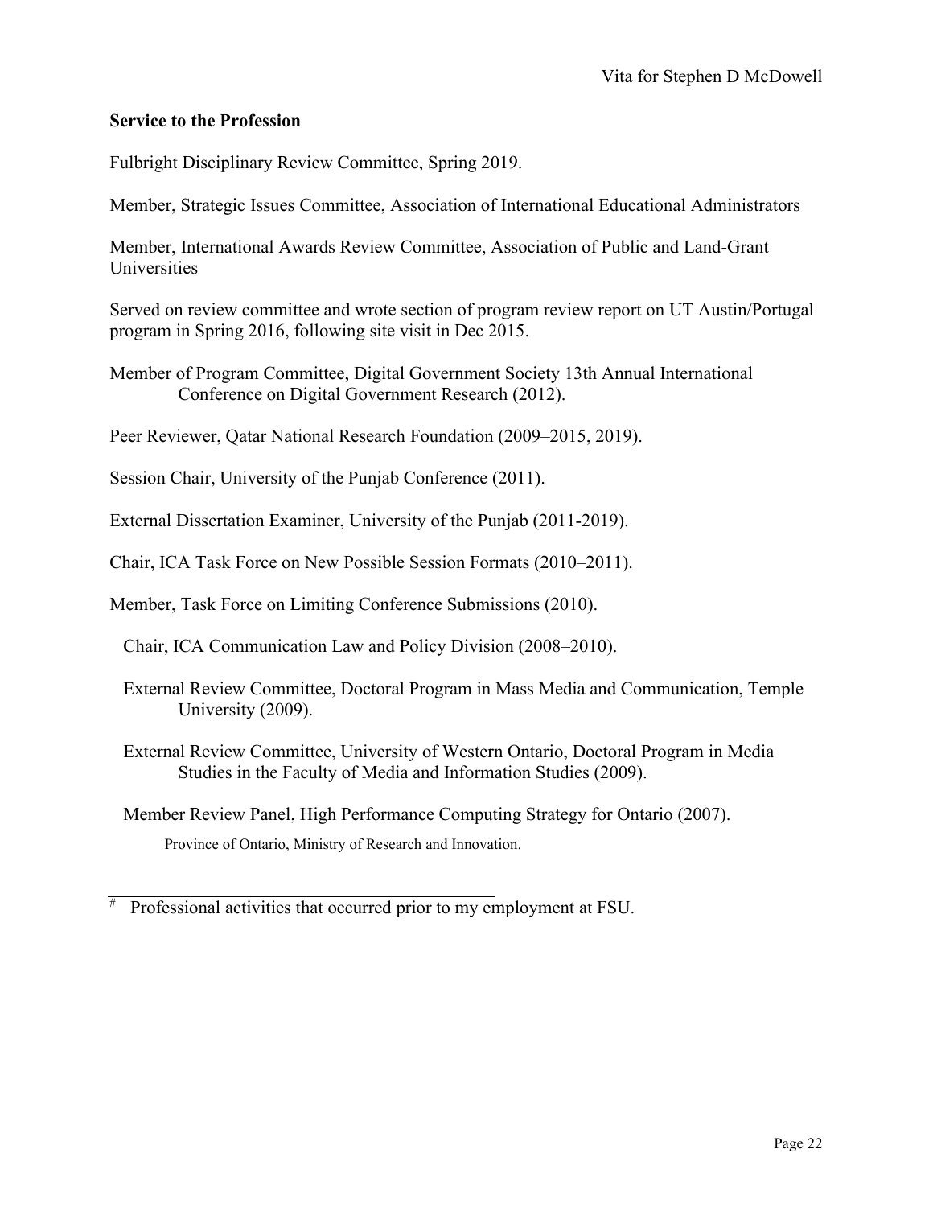**Service to the Profession**

Fulbright Disciplinary Review Committee, Spring 2019.

Member, Strategic Issues Committee, Association of International Educational Administrators

Member, International Awards Review Committee, Association of Public and Land-Grant Universities

Served on review committee and wrote section of program review report on UT Austin/Portugal program in Spring 2016, following site visit in Dec 2015.

Member of Program Committee, Digital Government Society 13th Annual International Conference on Digital Government Research (2012).

Peer Reviewer, Qatar National Research Foundation (2009–2015, 2019).

Session Chair, University of the Punjab Conference (2011).

External Dissertation Examiner, University of the Punjab (2011-2019).

Chair, ICA Task Force on New Possible Session Formats (2010–2011).

Member, Task Force on Limiting Conference Submissions (2010).

Chair, ICA Communication Law and Policy Division (2008–2010).

External Review Committee, Doctoral Program in Mass Media and Communication, Temple University (2009).

External Review Committee, University of Western Ontario, Doctoral Program in Media Studies in the Faculty of Media and Information Studies (2009).

Member Review Panel, High Performance Computing Strategy for Ontario (2007).
Province of Ontario, Ministry of Research and Innovation.

---

[#] Professional activities that occurred prior to my employment at FSU.